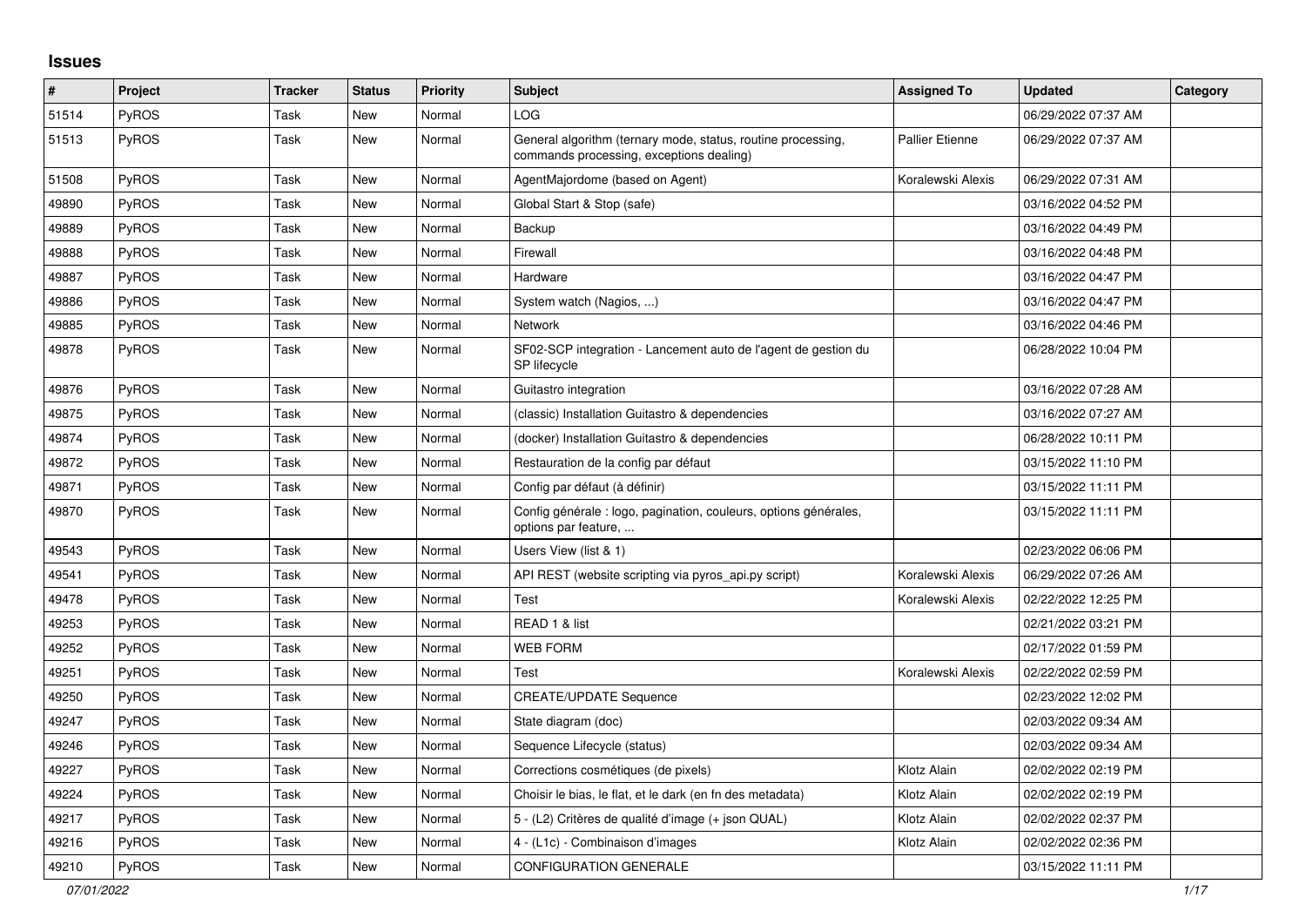# Issues

| # | Project | Tracker | Status | Priority | Subject | Assigned To | Updated | Category |
|---|---|---|---|---|---|---|---|---|
| 51514 | PyROS | Task | New | Normal | LOG | | 06/29/2022 07:37 AM | |
| 51513 | PyROS | Task | New | Normal | General algorithm (ternary mode, status, routine processing, commands processing, exceptions dealing) | Pallier Etienne | 06/29/2022 07:37 AM | |
| 51508 | PyROS | Task | New | Normal | AgentMajordome (based on Agent) | Koralewski Alexis | 06/29/2022 07:31 AM | |
| 49890 | PyROS | Task | New | Normal | Global Start & Stop (safe) | | 03/16/2022 04:52 PM | |
| 49889 | PyROS | Task | New | Normal | Backup | | 03/16/2022 04:49 PM | |
| 49888 | PyROS | Task | New | Normal | Firewall | | 03/16/2022 04:48 PM | |
| 49887 | PyROS | Task | New | Normal | Hardware | | 03/16/2022 04:47 PM | |
| 49886 | PyROS | Task | New | Normal | System watch (Nagios, ...) | | 03/16/2022 04:47 PM | |
| 49885 | PyROS | Task | New | Normal | Network | | 03/16/2022 04:46 PM | |
| 49878 | PyROS | Task | New | Normal | SF02-SCP integration - Lancement auto de l'agent de gestion du SP lifecycle | | 06/28/2022 10:04 PM | |
| 49876 | PyROS | Task | New | Normal | Guitastro integration | | 03/16/2022 07:28 AM | |
| 49875 | PyROS | Task | New | Normal | (classic) Installation Guitastro & dependencies | | 03/16/2022 07:27 AM | |
| 49874 | PyROS | Task | New | Normal | (docker) Installation Guitastro & dependencies | | 06/28/2022 10:11 PM | |
| 49872 | PyROS | Task | New | Normal | Restauration de la config par défaut | | 03/15/2022 11:10 PM | |
| 49871 | PyROS | Task | New | Normal | Config par défaut (à définir) | | 03/15/2022 11:11 PM | |
| 49870 | PyROS | Task | New | Normal | Config générale : logo, pagination, couleurs, options générales, options par feature, ... | | 03/15/2022 11:11 PM | |
| 49543 | PyROS | Task | New | Normal | Users View (list & 1) | | 02/23/2022 06:06 PM | |
| 49541 | PyROS | Task | New | Normal | API REST (website scripting via pyros_api.py script) | Koralewski Alexis | 06/29/2022 07:26 AM | |
| 49478 | PyROS | Task | New | Normal | Test | Koralewski Alexis | 02/22/2022 12:25 PM | |
| 49253 | PyROS | Task | New | Normal | READ 1 & list | | 02/21/2022 03:21 PM | |
| 49252 | PyROS | Task | New | Normal | WEB FORM | | 02/17/2022 01:59 PM | |
| 49251 | PyROS | Task | New | Normal | Test | Koralewski Alexis | 02/22/2022 02:59 PM | |
| 49250 | PyROS | Task | New | Normal | CREATE/UPDATE Sequence | | 02/23/2022 12:02 PM | |
| 49247 | PyROS | Task | New | Normal | State diagram (doc) | | 02/03/2022 09:34 AM | |
| 49246 | PyROS | Task | New | Normal | Sequence Lifecycle (status) | | 02/03/2022 09:34 AM | |
| 49227 | PyROS | Task | New | Normal | Corrections cosmétiques (de pixels) | Klotz Alain | 02/02/2022 02:19 PM | |
| 49224 | PyROS | Task | New | Normal | Choisir le bias, le flat, et le dark (en fn des metadata) | Klotz Alain | 02/02/2022 02:19 PM | |
| 49217 | PyROS | Task | New | Normal | 5 - (L2) Critères de qualité d'image (+ json QUAL) | Klotz Alain | 02/02/2022 02:37 PM | |
| 49216 | PyROS | Task | New | Normal | 4 - (L1c) - Combinaison d'images | Klotz Alain | 02/02/2022 02:36 PM | |
| 49210 | PyROS | Task | New | Normal | CONFIGURATION GENERALE | | 03/15/2022 11:11 PM | |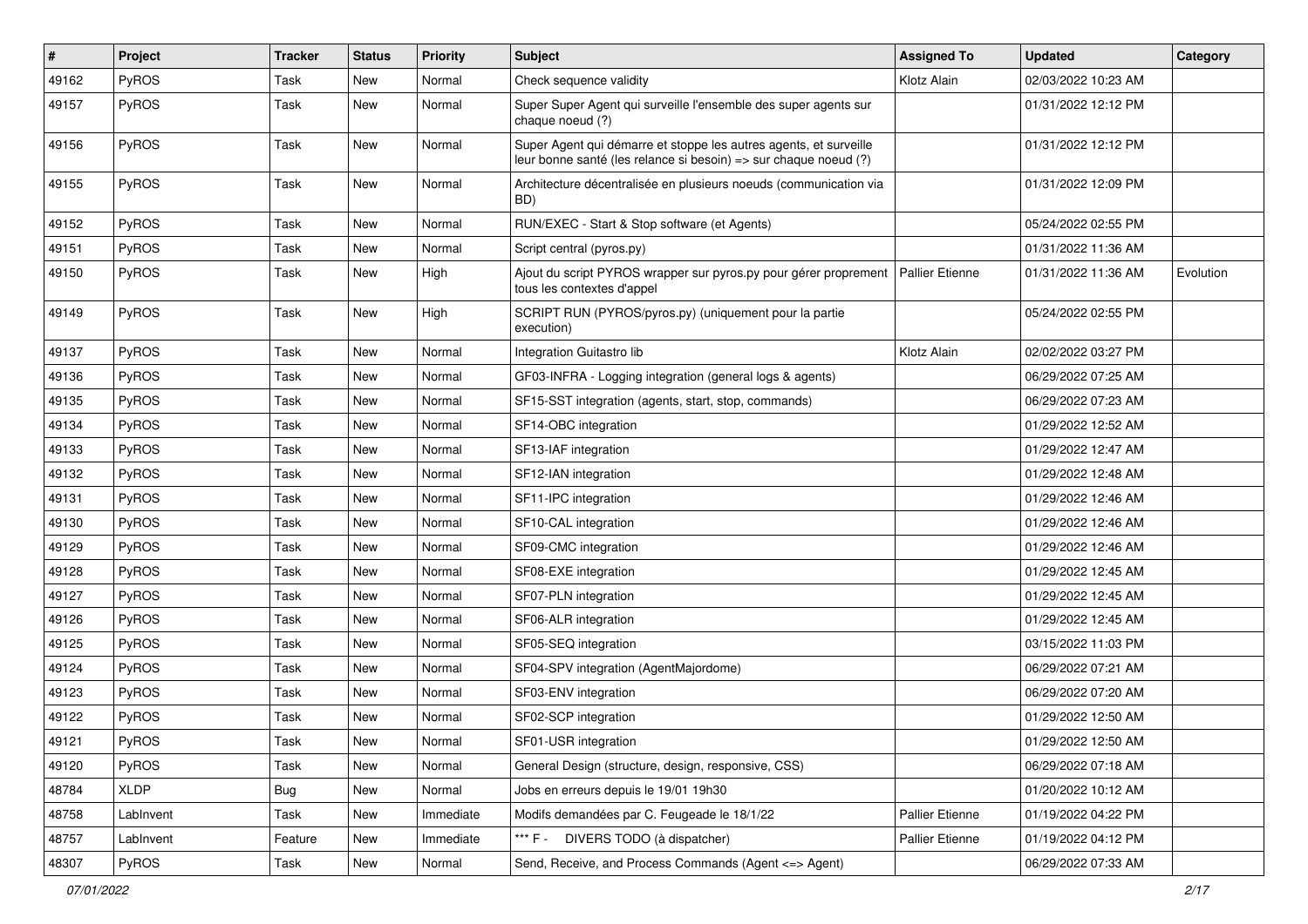| # | Project | Tracker | Status | Priority | Subject | Assigned To | Updated | Category |
| --- | --- | --- | --- | --- | --- | --- | --- | --- |
| 49162 | PyROS | Task | New | Normal | Check sequence validity | Klotz Alain | 02/03/2022 10:23 AM | |
| 49157 | PyROS | Task | New | Normal | Super Super Agent qui surveille l'ensemble des super agents sur chaque noeud (?) | | 01/31/2022 12:12 PM | |
| 49156 | PyROS | Task | New | Normal | Super Agent qui démarre et stoppe les autres agents, et surveille leur bonne santé (les relance si besoin) => sur chaque noeud (?) | | 01/31/2022 12:12 PM | |
| 49155 | PyROS | Task | New | Normal | Architecture décentralisée en plusieurs noeuds (communication via BD) | | 01/31/2022 12:09 PM | |
| 49152 | PyROS | Task | New | Normal | RUN/EXEC - Start & Stop software (et Agents) | | 05/24/2022 02:55 PM | |
| 49151 | PyROS | Task | New | Normal | Script central (pyros.py) | | 01/31/2022 11:36 AM | |
| 49150 | PyROS | Task | New | High | Ajout du script PYROS wrapper sur pyros.py pour gérer proprement tous les contextes d'appel | Pallier Etienne | 01/31/2022 11:36 AM | Evolution |
| 49149 | PyROS | Task | New | High | SCRIPT RUN (PYROS/pyros.py) (uniquement pour la partie execution) | | 05/24/2022 02:55 PM | |
| 49137 | PyROS | Task | New | Normal | Integration Guitastro lib | Klotz Alain | 02/02/2022 03:27 PM | |
| 49136 | PyROS | Task | New | Normal | GF03-INFRA - Logging integration (general logs & agents) | | 06/29/2022 07:25 AM | |
| 49135 | PyROS | Task | New | Normal | SF15-SST integration (agents, start, stop, commands) | | 06/29/2022 07:23 AM | |
| 49134 | PyROS | Task | New | Normal | SF14-OBC integration | | 01/29/2022 12:52 AM | |
| 49133 | PyROS | Task | New | Normal | SF13-IAF integration | | 01/29/2022 12:47 AM | |
| 49132 | PyROS | Task | New | Normal | SF12-IAN integration | | 01/29/2022 12:48 AM | |
| 49131 | PyROS | Task | New | Normal | SF11-IPC integration | | 01/29/2022 12:46 AM | |
| 49130 | PyROS | Task | New | Normal | SF10-CAL integration | | 01/29/2022 12:46 AM | |
| 49129 | PyROS | Task | New | Normal | SF09-CMC integration | | 01/29/2022 12:46 AM | |
| 49128 | PyROS | Task | New | Normal | SF08-EXE integration | | 01/29/2022 12:45 AM | |
| 49127 | PyROS | Task | New | Normal | SF07-PLN integration | | 01/29/2022 12:45 AM | |
| 49126 | PyROS | Task | New | Normal | SF06-ALR integration | | 01/29/2022 12:45 AM | |
| 49125 | PyROS | Task | New | Normal | SF05-SEQ integration | | 03/15/2022 11:03 PM | |
| 49124 | PyROS | Task | New | Normal | SF04-SPV integration (AgentMajordome) | | 06/29/2022 07:21 AM | |
| 49123 | PyROS | Task | New | Normal | SF03-ENV integration | | 06/29/2022 07:20 AM | |
| 49122 | PyROS | Task | New | Normal | SF02-SCP integration | | 01/29/2022 12:50 AM | |
| 49121 | PyROS | Task | New | Normal | SF01-USR integration | | 01/29/2022 12:50 AM | |
| 49120 | PyROS | Task | New | Normal | General Design (structure, design, responsive, CSS) | | 06/29/2022 07:18 AM | |
| 48784 | XLDP | Bug | New | Normal | Jobs en erreurs depuis le 19/01 19h30 | | 01/20/2022 10:12 AM | |
| 48758 | LabInvent | Task | New | Immediate | Modifs demandées par C. Feugeade le 18/1/22 | Pallier Etienne | 01/19/2022 04:22 PM | |
| 48757 | LabInvent | Feature | New | Immediate | *** F - DIVERS TODO (à dispatcher) | Pallier Etienne | 01/19/2022 04:12 PM | |
| 48307 | PyROS | Task | New | Normal | Send, Receive, and Process Commands (Agent <=> Agent) | | 06/29/2022 07:33 AM | |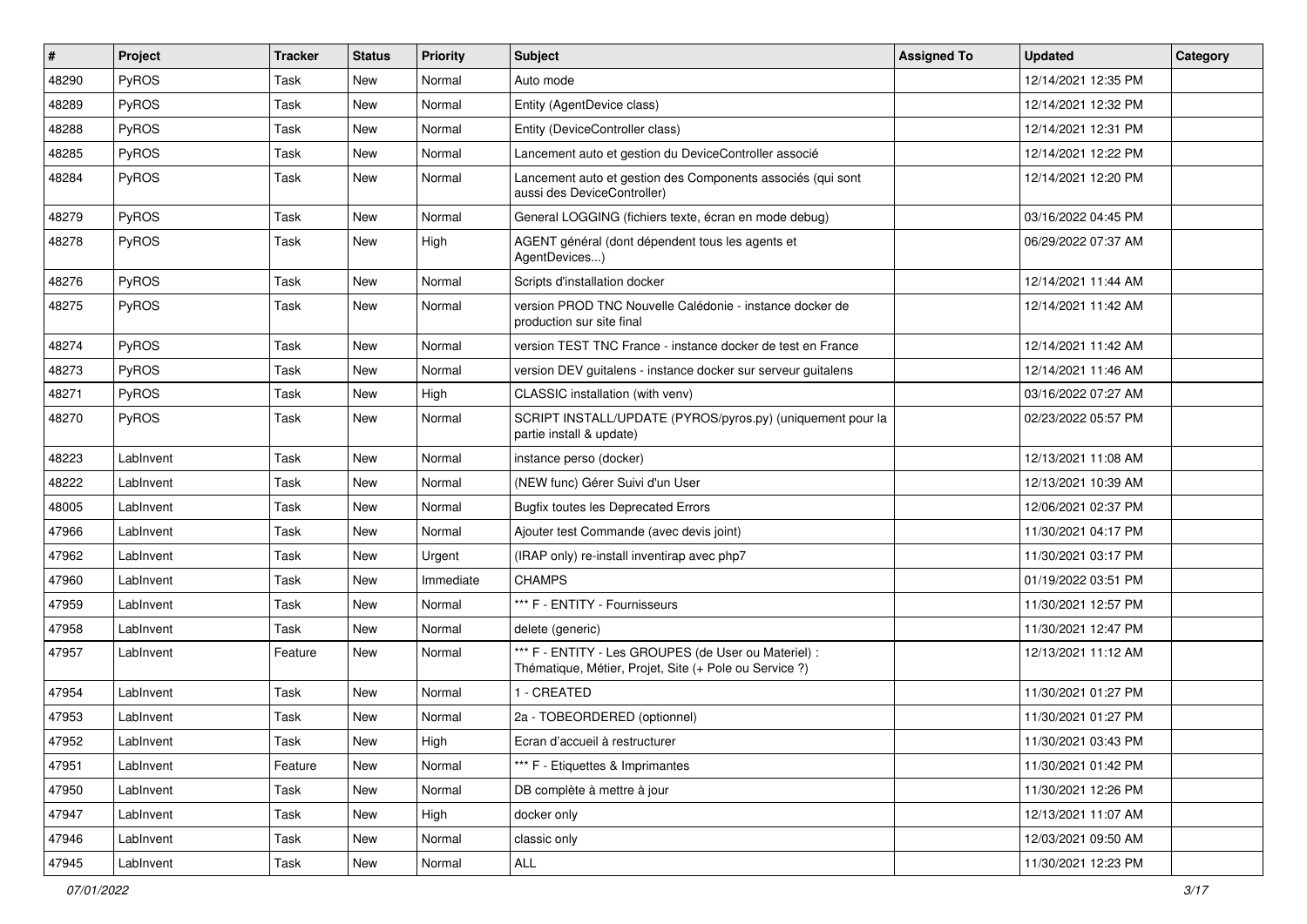| # | Project | Tracker | Status | Priority | Subject | Assigned To | Updated | Category |
|---|---|---|---|---|---|---|---|---|
| 48290 | PyROS | Task | New | Normal | Auto mode | | 12/14/2021 12:35 PM | |
| 48289 | PyROS | Task | New | Normal | Entity (AgentDevice class) | | 12/14/2021 12:32 PM | |
| 48288 | PyROS | Task | New | Normal | Entity (DeviceController class) | | 12/14/2021 12:31 PM | |
| 48285 | PyROS | Task | New | Normal | Lancement auto et gestion du DeviceController associé | | 12/14/2021 12:22 PM | |
| 48284 | PyROS | Task | New | Normal | Lancement auto et gestion des Components associés (qui sont aussi des DeviceController) | | 12/14/2021 12:20 PM | |
| 48279 | PyROS | Task | New | Normal | General LOGGING (fichiers texte, écran en mode debug) | | 03/16/2022 04:45 PM | |
| 48278 | PyROS | Task | New | High | AGENT général (dont dépendent tous les agents et AgentDevices...) | | 06/29/2022 07:37 AM | |
| 48276 | PyROS | Task | New | Normal | Scripts d'installation docker | | 12/14/2021 11:44 AM | |
| 48275 | PyROS | Task | New | Normal | version PROD TNC Nouvelle Calédonie - instance docker de production sur site final | | 12/14/2021 11:42 AM | |
| 48274 | PyROS | Task | New | Normal | version TEST TNC France - instance docker de test en France | | 12/14/2021 11:42 AM | |
| 48273 | PyROS | Task | New | Normal | version DEV guitalens - instance docker sur serveur guitalens | | 12/14/2021 11:46 AM | |
| 48271 | PyROS | Task | New | High | CLASSIC installation (with venv) | | 03/16/2022 07:27 AM | |
| 48270 | PyROS | Task | New | Normal | SCRIPT INSTALL/UPDATE (PYROS/pyros.py) (uniquement pour la partie install & update) | | 02/23/2022 05:57 PM | |
| 48223 | LabInvent | Task | New | Normal | instance perso (docker) | | 12/13/2021 11:08 AM | |
| 48222 | LabInvent | Task | New | Normal | (NEW func) Gérer Suivi d'un User | | 12/13/2021 10:39 AM | |
| 48005 | LabInvent | Task | New | Normal | Bugfix toutes les Deprecated Errors | | 12/06/2021 02:37 PM | |
| 47966 | LabInvent | Task | New | Normal | Ajouter test Commande (avec devis joint) | | 11/30/2021 04:17 PM | |
| 47962 | LabInvent | Task | New | Urgent | (IRAP only) re-install inventirap avec php7 | | 11/30/2021 03:17 PM | |
| 47960 | LabInvent | Task | New | Immediate | CHAMPS | | 01/19/2022 03:51 PM | |
| 47959 | LabInvent | Task | New | Normal | *** F - ENTITY - Fournisseurs | | 11/30/2021 12:57 PM | |
| 47958 | LabInvent | Task | New | Normal | delete (generic) | | 11/30/2021 12:47 PM | |
| 47957 | LabInvent | Feature | New | Normal | *** F - ENTITY - Les GROUPES (de User ou Materiel) : Thématique, Métier, Projet, Site (+ Pole ou Service ?) | | 12/13/2021 11:12 AM | |
| 47954 | LabInvent | Task | New | Normal | 1 - CREATED | | 11/30/2021 01:27 PM | |
| 47953 | LabInvent | Task | New | Normal | 2a - TOBEORDERED (optionnel) | | 11/30/2021 01:27 PM | |
| 47952 | LabInvent | Task | New | High | Ecran d'accueil à restructurer | | 11/30/2021 03:43 PM | |
| 47951 | LabInvent | Feature | New | Normal | *** F - Etiquettes & Imprimantes | | 11/30/2021 01:42 PM | |
| 47950 | LabInvent | Task | New | Normal | DB complète à mettre à jour | | 11/30/2021 12:26 PM | |
| 47947 | LabInvent | Task | New | High | docker only | | 12/13/2021 11:07 AM | |
| 47946 | LabInvent | Task | New | Normal | classic only | | 12/03/2021 09:50 AM | |
| 47945 | LabInvent | Task | New | Normal | ALL | | 11/30/2021 12:23 PM | |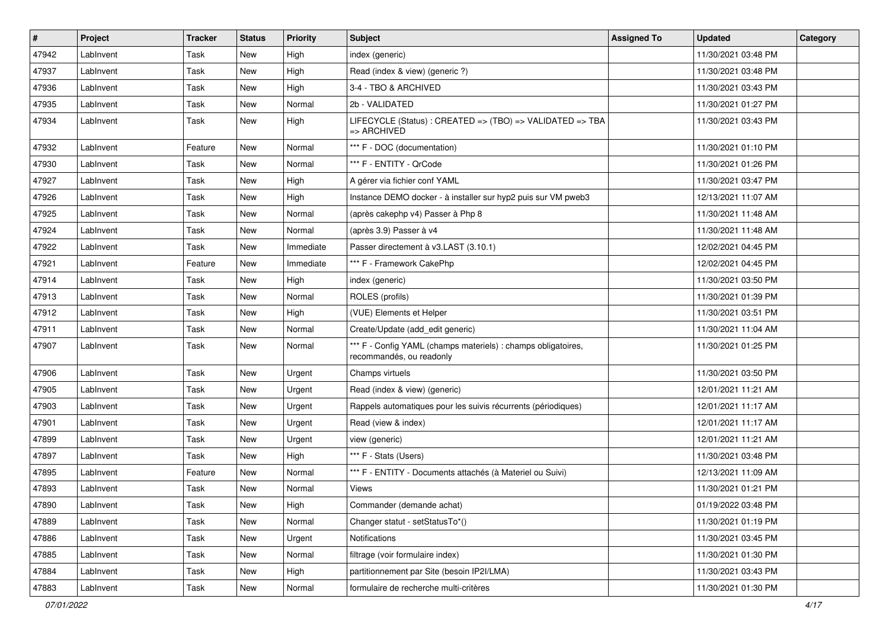| # | Project | Tracker | Status | Priority | Subject | Assigned To | Updated | Category |
|---|---|---|---|---|---|---|---|---|
| 47942 | LabInvent | Task | New | High | index (generic) | | 11/30/2021 03:48 PM | |
| 47937 | LabInvent | Task | New | High | Read (index & view) (generic ?) | | 11/30/2021 03:48 PM | |
| 47936 | LabInvent | Task | New | High | 3-4 - TBO & ARCHIVED | | 11/30/2021 03:43 PM | |
| 47935 | LabInvent | Task | New | Normal | 2b - VALIDATED | | 11/30/2021 01:27 PM | |
| 47934 | LabInvent | Task | New | High | LIFECYCLE (Status) : CREATED => (TBO) => VALIDATED => TBA => ARCHIVED | | 11/30/2021 03:43 PM | |
| 47932 | LabInvent | Feature | New | Normal | *** F - DOC (documentation) | | 11/30/2021 01:10 PM | |
| 47930 | LabInvent | Task | New | Normal | *** F - ENTITY - QrCode | | 11/30/2021 01:26 PM | |
| 47927 | LabInvent | Task | New | High | A gérer via fichier conf YAML | | 11/30/2021 03:47 PM | |
| 47926 | LabInvent | Task | New | High | Instance DEMO docker - à installer sur hyp2 puis sur VM pweb3 | | 12/13/2021 11:07 AM | |
| 47925 | LabInvent | Task | New | Normal | (après cakephp v4) Passer à Php 8 | | 11/30/2021 11:48 AM | |
| 47924 | LabInvent | Task | New | Normal | (après 3.9) Passer à v4 | | 11/30/2021 11:48 AM | |
| 47922 | LabInvent | Task | New | Immediate | Passer directement à v3.LAST (3.10.1) | | 12/02/2021 04:45 PM | |
| 47921 | LabInvent | Feature | New | Immediate | *** F - Framework CakePhp | | 12/02/2021 04:45 PM | |
| 47914 | LabInvent | Task | New | High | index (generic) | | 11/30/2021 03:50 PM | |
| 47913 | LabInvent | Task | New | Normal | ROLES (profils) | | 11/30/2021 01:39 PM | |
| 47912 | LabInvent | Task | New | High | (VUE) Elements et Helper | | 11/30/2021 03:51 PM | |
| 47911 | LabInvent | Task | New | Normal | Create/Update (add_edit generic) | | 11/30/2021 11:04 AM | |
| 47907 | LabInvent | Task | New | Normal | *** F - Config YAML (champs materiels) : champs obligatoires, recommandés, ou readonly | | 11/30/2021 01:25 PM | |
| 47906 | LabInvent | Task | New | Urgent | Champs virtuels | | 11/30/2021 03:50 PM | |
| 47905 | LabInvent | Task | New | Urgent | Read (index & view) (generic) | | 12/01/2021 11:21 AM | |
| 47903 | LabInvent | Task | New | Urgent | Rappels automatiques pour les suivis récurrents (périodiques) | | 12/01/2021 11:17 AM | |
| 47901 | LabInvent | Task | New | Urgent | Read (view & index) | | 12/01/2021 11:17 AM | |
| 47899 | LabInvent | Task | New | Urgent | view (generic) | | 12/01/2021 11:21 AM | |
| 47897 | LabInvent | Task | New | High | *** F - Stats (Users) | | 11/30/2021 03:48 PM | |
| 47895 | LabInvent | Feature | New | Normal | *** F - ENTITY - Documents attachés (à Materiel ou Suivi) | | 12/13/2021 11:09 AM | |
| 47893 | LabInvent | Task | New | Normal | Views | | 11/30/2021 01:21 PM | |
| 47890 | LabInvent | Task | New | High | Commander (demande achat) | | 01/19/2022 03:48 PM | |
| 47889 | LabInvent | Task | New | Normal | Changer statut - setStatusTo*() | | 11/30/2021 01:19 PM | |
| 47886 | LabInvent | Task | New | Urgent | Notifications | | 11/30/2021 03:45 PM | |
| 47885 | LabInvent | Task | New | Normal | filtrage (voir formulaire index) | | 11/30/2021 01:30 PM | |
| 47884 | LabInvent | Task | New | High | partitionnement par Site (besoin IP2I/LMA) | | 11/30/2021 03:43 PM | |
| 47883 | LabInvent | Task | New | Normal | formulaire de recherche multi-critères | | 11/30/2021 01:30 PM | |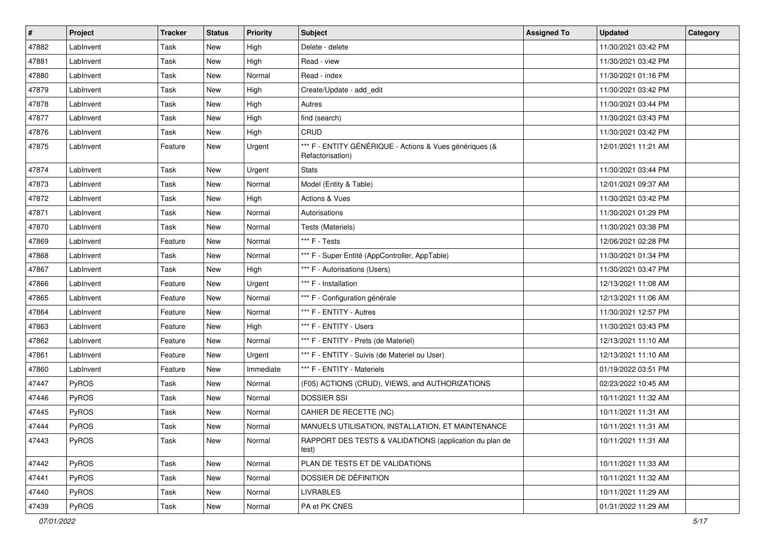| # | Project | Tracker | Status | Priority | Subject | Assigned To | Updated | Category |
|---|---|---|---|---|---|---|---|---|
| 47882 | LabInvent | Task | New | High | Delete - delete | | 11/30/2021 03:42 PM | |
| 47881 | LabInvent | Task | New | High | Read - view | | 11/30/2021 03:42 PM | |
| 47880 | LabInvent | Task | New | Normal | Read - index | | 11/30/2021 01:16 PM | |
| 47879 | LabInvent | Task | New | High | Create/Update - add_edit | | 11/30/2021 03:42 PM | |
| 47878 | LabInvent | Task | New | High | Autres | | 11/30/2021 03:44 PM | |
| 47877 | LabInvent | Task | New | High | find (search) | | 11/30/2021 03:43 PM | |
| 47876 | LabInvent | Task | New | High | CRUD | | 11/30/2021 03:42 PM | |
| 47875 | LabInvent | Feature | New | Urgent | *** F - ENTITY GÉNÉRIQUE - Actions & Vues génériques (& Refactorisation) | | 12/01/2021 11:21 AM | |
| 47874 | LabInvent | Task | New | Urgent | Stats | | 11/30/2021 03:44 PM | |
| 47873 | LabInvent | Task | New | Normal | Model (Entity & Table) | | 12/01/2021 09:37 AM | |
| 47872 | LabInvent | Task | New | High | Actions & Vues | | 11/30/2021 03:42 PM | |
| 47871 | LabInvent | Task | New | Normal | Autorisations | | 11/30/2021 01:29 PM | |
| 47870 | LabInvent | Task | New | Normal | Tests (Materiels) | | 11/30/2021 03:38 PM | |
| 47869 | LabInvent | Feature | New | Normal | *** F - Tests | | 12/06/2021 02:28 PM | |
| 47868 | LabInvent | Task | New | Normal | *** F - Super Entité (AppController, AppTable) | | 11/30/2021 01:34 PM | |
| 47867 | LabInvent | Task | New | High | *** F - Autorisations (Users) | | 11/30/2021 03:47 PM | |
| 47866 | LabInvent | Feature | New | Urgent | *** F - Installation | | 12/13/2021 11:08 AM | |
| 47865 | LabInvent | Feature | New | Normal | *** F - Configuration générale | | 12/13/2021 11:06 AM | |
| 47864 | LabInvent | Feature | New | Normal | *** F - ENTITY - Autres | | 11/30/2021 12:57 PM | |
| 47863 | LabInvent | Feature | New | High | *** F - ENTITY - Users | | 11/30/2021 03:43 PM | |
| 47862 | LabInvent | Feature | New | Normal | *** F - ENTITY - Prets (de Materiel) | | 12/13/2021 11:10 AM | |
| 47861 | LabInvent | Feature | New | Urgent | *** F - ENTITY - Suivis (de Materiel ou User) | | 12/13/2021 11:10 AM | |
| 47860 | LabInvent | Feature | New | Immediate | *** F - ENTITY - Materiels | | 01/19/2022 03:51 PM | |
| 47447 | PyROS | Task | New | Normal | (F05) ACTIONS (CRUD), VIEWS, and AUTHORIZATIONS | | 02/23/2022 10:45 AM | |
| 47446 | PyROS | Task | New | Normal | DOSSIER SSI | | 10/11/2021 11:32 AM | |
| 47445 | PyROS | Task | New | Normal | CAHIER DE RECETTE (NC) | | 10/11/2021 11:31 AM | |
| 47444 | PyROS | Task | New | Normal | MANUELS UTILISATION, INSTALLATION, ET MAINTENANCE | | 10/11/2021 11:31 AM | |
| 47443 | PyROS | Task | New | Normal | RAPPORT DES TESTS & VALIDATIONS (application du plan de test) | | 10/11/2021 11:31 AM | |
| 47442 | PyROS | Task | New | Normal | PLAN DE TESTS ET DE VALIDATIONS | | 10/11/2021 11:33 AM | |
| 47441 | PyROS | Task | New | Normal | DOSSIER DE DÉFINITION | | 10/11/2021 11:32 AM | |
| 47440 | PyROS | Task | New | Normal | LIVRABLES | | 10/11/2021 11:29 AM | |
| 47439 | PyROS | Task | New | Normal | PA et PK CNES | | 01/31/2022 11:29 AM | |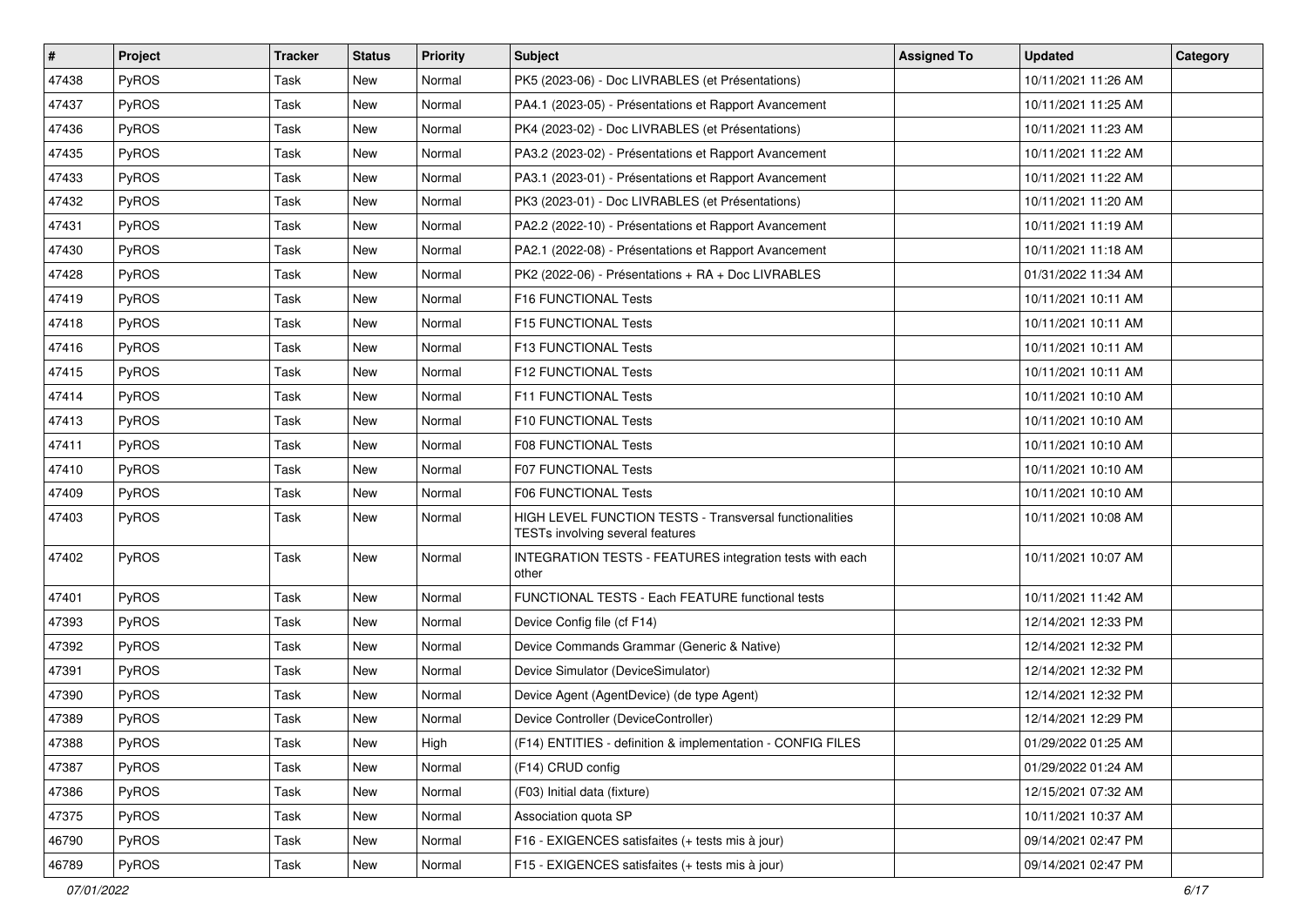| # | Project | Tracker | Status | Priority | Subject | Assigned To | Updated | Category |
|---|---|---|---|---|---|---|---|---|
| 47438 | PyROS | Task | New | Normal | PK5 (2023-06) - Doc LIVRABLES (et Présentations) | | 10/11/2021 11:26 AM | |
| 47437 | PyROS | Task | New | Normal | PA4.1 (2023-05) - Présentations et Rapport Avancement | | 10/11/2021 11:25 AM | |
| 47436 | PyROS | Task | New | Normal | PK4 (2023-02) - Doc LIVRABLES (et Présentations) | | 10/11/2021 11:23 AM | |
| 47435 | PyROS | Task | New | Normal | PA3.2 (2023-02) - Présentations et Rapport Avancement | | 10/11/2021 11:22 AM | |
| 47433 | PyROS | Task | New | Normal | PA3.1 (2023-01) - Présentations et Rapport Avancement | | 10/11/2021 11:22 AM | |
| 47432 | PyROS | Task | New | Normal | PK3 (2023-01) - Doc LIVRABLES (et Présentations) | | 10/11/2021 11:20 AM | |
| 47431 | PyROS | Task | New | Normal | PA2.2 (2022-10) - Présentations et Rapport Avancement | | 10/11/2021 11:19 AM | |
| 47430 | PyROS | Task | New | Normal | PA2.1 (2022-08) - Présentations et Rapport Avancement | | 10/11/2021 11:18 AM | |
| 47428 | PyROS | Task | New | Normal | PK2 (2022-06) - Présentations + RA + Doc LIVRABLES | | 01/31/2022 11:34 AM | |
| 47419 | PyROS | Task | New | Normal | F16 FUNCTIONAL Tests | | 10/11/2021 10:11 AM | |
| 47418 | PyROS | Task | New | Normal | F15 FUNCTIONAL Tests | | 10/11/2021 10:11 AM | |
| 47416 | PyROS | Task | New | Normal | F13 FUNCTIONAL Tests | | 10/11/2021 10:11 AM | |
| 47415 | PyROS | Task | New | Normal | F12 FUNCTIONAL Tests | | 10/11/2021 10:11 AM | |
| 47414 | PyROS | Task | New | Normal | F11 FUNCTIONAL Tests | | 10/11/2021 10:10 AM | |
| 47413 | PyROS | Task | New | Normal | F10 FUNCTIONAL Tests | | 10/11/2021 10:10 AM | |
| 47411 | PyROS | Task | New | Normal | F08 FUNCTIONAL Tests | | 10/11/2021 10:10 AM | |
| 47410 | PyROS | Task | New | Normal | F07 FUNCTIONAL Tests | | 10/11/2021 10:10 AM | |
| 47409 | PyROS | Task | New | Normal | F06 FUNCTIONAL Tests | | 10/11/2021 10:10 AM | |
| 47403 | PyROS | Task | New | Normal | HIGH LEVEL FUNCTION TESTS - Transversal functionalities TESTs involving several features | | 10/11/2021 10:08 AM | |
| 47402 | PyROS | Task | New | Normal | INTEGRATION TESTS - FEATURES integration tests with each other | | 10/11/2021 10:07 AM | |
| 47401 | PyROS | Task | New | Normal | FUNCTIONAL TESTS - Each FEATURE functional tests | | 10/11/2021 11:42 AM | |
| 47393 | PyROS | Task | New | Normal | Device Config file (cf F14) | | 12/14/2021 12:33 PM | |
| 47392 | PyROS | Task | New | Normal | Device Commands Grammar (Generic & Native) | | 12/14/2021 12:32 PM | |
| 47391 | PyROS | Task | New | Normal | Device Simulator (DeviceSimulator) | | 12/14/2021 12:32 PM | |
| 47390 | PyROS | Task | New | Normal | Device Agent (AgentDevice) (de type Agent) | | 12/14/2021 12:32 PM | |
| 47389 | PyROS | Task | New | Normal | Device Controller (DeviceController) | | 12/14/2021 12:29 PM | |
| 47388 | PyROS | Task | New | High | (F14) ENTITIES - definition & implementation - CONFIG FILES | | 01/29/2022 01:25 AM | |
| 47387 | PyROS | Task | New | Normal | (F14) CRUD config | | 01/29/2022 01:24 AM | |
| 47386 | PyROS | Task | New | Normal | (F03) Initial data (fixture) | | 12/15/2021 07:32 AM | |
| 47375 | PyROS | Task | New | Normal | Association quota SP | | 10/11/2021 10:37 AM | |
| 46790 | PyROS | Task | New | Normal | F16 - EXIGENCES satisfaites (+ tests mis à jour) | | 09/14/2021 02:47 PM | |
| 46789 | PyROS | Task | New | Normal | F15 - EXIGENCES satisfaites (+ tests mis à jour) | | 09/14/2021 02:47 PM | |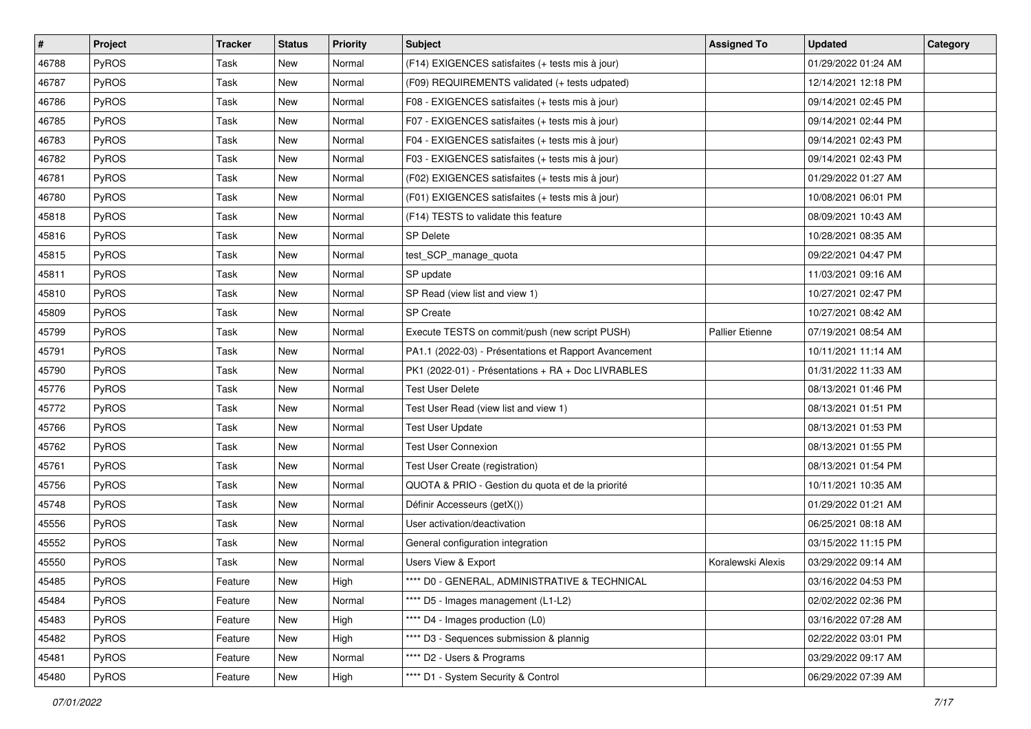| # | Project | Tracker | Status | Priority | Subject | Assigned To | Updated | Category |
|---|---|---|---|---|---|---|---|---|
| 46788 | PyROS | Task | New | Normal | (F14) EXIGENCES satisfaites (+ tests mis à jour) | | 01/29/2022 01:24 AM | |
| 46787 | PyROS | Task | New | Normal | (F09) REQUIREMENTS validated (+ tests udpated) | | 12/14/2021 12:18 PM | |
| 46786 | PyROS | Task | New | Normal | F08 - EXIGENCES satisfaites (+ tests mis à jour) | | 09/14/2021 02:45 PM | |
| 46785 | PyROS | Task | New | Normal | F07 - EXIGENCES satisfaites (+ tests mis à jour) | | 09/14/2021 02:44 PM | |
| 46783 | PyROS | Task | New | Normal | F04 - EXIGENCES satisfaites (+ tests mis à jour) | | 09/14/2021 02:43 PM | |
| 46782 | PyROS | Task | New | Normal | F03 - EXIGENCES satisfaites (+ tests mis à jour) | | 09/14/2021 02:43 PM | |
| 46781 | PyROS | Task | New | Normal | (F02) EXIGENCES satisfaites (+ tests mis à jour) | | 01/29/2022 01:27 AM | |
| 46780 | PyROS | Task | New | Normal | (F01) EXIGENCES satisfaites (+ tests mis à jour) | | 10/08/2021 06:01 PM | |
| 45818 | PyROS | Task | New | Normal | (F14) TESTS to validate this feature | | 08/09/2021 10:43 AM | |
| 45816 | PyROS | Task | New | Normal | SP Delete | | 10/28/2021 08:35 AM | |
| 45815 | PyROS | Task | New | Normal | test_SCP_manage_quota | | 09/22/2021 04:47 PM | |
| 45811 | PyROS | Task | New | Normal | SP update | | 11/03/2021 09:16 AM | |
| 45810 | PyROS | Task | New | Normal | SP Read (view list and view 1) | | 10/27/2021 02:47 PM | |
| 45809 | PyROS | Task | New | Normal | SP Create | | 10/27/2021 08:42 AM | |
| 45799 | PyROS | Task | New | Normal | Execute TESTS on commit/push (new script PUSH) | Pallier Etienne | 07/19/2021 08:54 AM | |
| 45791 | PyROS | Task | New | Normal | PA1.1 (2022-03) - Présentations et Rapport Avancement | | 10/11/2021 11:14 AM | |
| 45790 | PyROS | Task | New | Normal | PK1 (2022-01) - Présentations + RA + Doc LIVRABLES | | 01/31/2022 11:33 AM | |
| 45776 | PyROS | Task | New | Normal | Test User Delete | | 08/13/2021 01:46 PM | |
| 45772 | PyROS | Task | New | Normal | Test User Read (view list and view 1) | | 08/13/2021 01:51 PM | |
| 45766 | PyROS | Task | New | Normal | Test User Update | | 08/13/2021 01:53 PM | |
| 45762 | PyROS | Task | New | Normal | Test User Connexion | | 08/13/2021 01:55 PM | |
| 45761 | PyROS | Task | New | Normal | Test User Create (registration) | | 08/13/2021 01:54 PM | |
| 45756 | PyROS | Task | New | Normal | QUOTA & PRIO - Gestion du quota et de la priorité | | 10/11/2021 10:35 AM | |
| 45748 | PyROS | Task | New | Normal | Définir Accesseurs (getX()) | | 01/29/2022 01:21 AM | |
| 45556 | PyROS | Task | New | Normal | User activation/deactivation | | 06/25/2021 08:18 AM | |
| 45552 | PyROS | Task | New | Normal | General configuration integration | | 03/15/2022 11:15 PM | |
| 45550 | PyROS | Task | New | Normal | Users View & Export | Koralewski Alexis | 03/29/2022 09:14 AM | |
| 45485 | PyROS | Feature | New | High | **** D0 - GENERAL, ADMINISTRATIVE & TECHNICAL | | 03/16/2022 04:53 PM | |
| 45484 | PyROS | Feature | New | Normal | **** D5 - Images management (L1-L2) | | 02/02/2022 02:36 PM | |
| 45483 | PyROS | Feature | New | High | **** D4 - Images production (L0) | | 03/16/2022 07:28 AM | |
| 45482 | PyROS | Feature | New | High | **** D3 - Sequences submission & plannig | | 02/22/2022 03:01 PM | |
| 45481 | PyROS | Feature | New | Normal | **** D2 - Users & Programs | | 03/29/2022 09:17 AM | |
| 45480 | PyROS | Feature | New | High | **** D1 - System Security & Control | | 06/29/2022 07:39 AM | |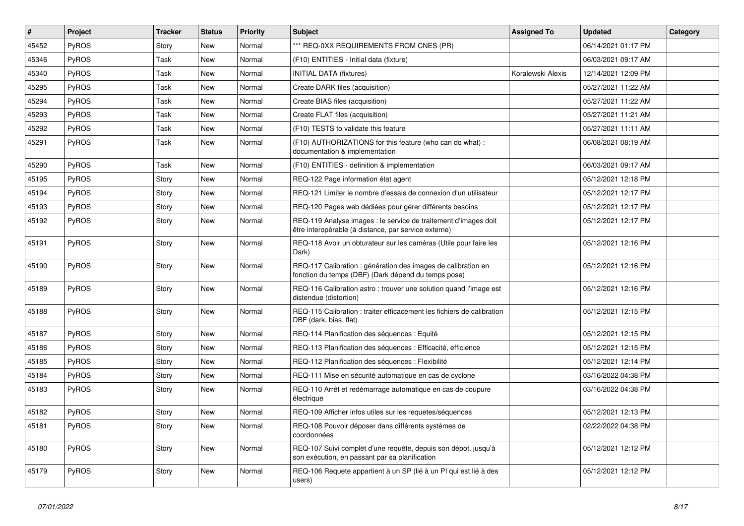| # | Project | Tracker | Status | Priority | Subject | Assigned To | Updated | Category |
|---|---|---|---|---|---|---|---|---|
| 45452 | PyROS | Story | New | Normal | *** REQ-0XX REQUIREMENTS FROM CNES (PR) | | 06/14/2021 01:17 PM | |
| 45346 | PyROS | Task | New | Normal | (F10) ENTITIES - Initial data (fixture) | | 06/03/2021 09:17 AM | |
| 45340 | PyROS | Task | New | Normal | INITIAL DATA (fixtures) | Koralewski Alexis | 12/14/2021 12:09 PM | |
| 45295 | PyROS | Task | New | Normal | Create DARK files (acquisition) | | 05/27/2021 11:22 AM | |
| 45294 | PyROS | Task | New | Normal | Create BIAS files (acquisition) | | 05/27/2021 11:22 AM | |
| 45293 | PyROS | Task | New | Normal | Create FLAT files (acquisition) | | 05/27/2021 11:21 AM | |
| 45292 | PyROS | Task | New | Normal | (F10) TESTS to validate this feature | | 05/27/2021 11:11 AM | |
| 45291 | PyROS | Task | New | Normal | (F10) AUTHORIZATIONS for this feature (who can do what) : documentation & implementation | | 06/08/2021 08:19 AM | |
| 45290 | PyROS | Task | New | Normal | (F10) ENTITIES - definition & implementation | | 06/03/2021 09:17 AM | |
| 45195 | PyROS | Story | New | Normal | REQ-122 Page information état agent | | 05/12/2021 12:18 PM | |
| 45194 | PyROS | Story | New | Normal | REQ-121 Limiter le nombre d'essais de connexion d'un utilisateur | | 05/12/2021 12:17 PM | |
| 45193 | PyROS | Story | New | Normal | REQ-120 Pages web dédiées pour gérer différents besoins | | 05/12/2021 12:17 PM | |
| 45192 | PyROS | Story | New | Normal | REQ-119 Analyse images : le service de traitement d'images doit être interopérable (à distance, par service externe) | | 05/12/2021 12:17 PM | |
| 45191 | PyROS | Story | New | Normal | REQ-118 Avoir un obturateur sur les caméras (Utile pour faire les Dark) | | 05/12/2021 12:16 PM | |
| 45190 | PyROS | Story | New | Normal | REQ-117 Calibration : génération des images de calibration en fonction du temps (DBF) (Dark dépend du temps pose) | | 05/12/2021 12:16 PM | |
| 45189 | PyROS | Story | New | Normal | REQ-116 Calibration astro : trouver une solution quand l'image est distendue (distortion) | | 05/12/2021 12:16 PM | |
| 45188 | PyROS | Story | New | Normal | REQ-115 Calibration : traiter efficacement les fichiers de calibration DBF (dark, bias, flat) | | 05/12/2021 12:15 PM | |
| 45187 | PyROS | Story | New | Normal | REQ-114 Planification des séquences : Equité | | 05/12/2021 12:15 PM | |
| 45186 | PyROS | Story | New | Normal | REQ-113 Planification des séquences : Efficacité, efficience | | 05/12/2021 12:15 PM | |
| 45185 | PyROS | Story | New | Normal | REQ-112 Planification des séquences : Flexibilité | | 05/12/2021 12:14 PM | |
| 45184 | PyROS | Story | New | Normal | REQ-111 Mise en sécurité automatique en cas de cyclone | | 03/16/2022 04:38 PM | |
| 45183 | PyROS | Story | New | Normal | REQ-110 Arrêt et redémarrage automatique en cas de coupure électrique | | 03/16/2022 04:38 PM | |
| 45182 | PyROS | Story | New | Normal | REQ-109 Afficher infos utiles sur les requetes/séquences | | 05/12/2021 12:13 PM | |
| 45181 | PyROS | Story | New | Normal | REQ-108 Pouvoir déposer dans différents systèmes de coordonnées | | 02/22/2022 04:38 PM | |
| 45180 | PyROS | Story | New | Normal | REQ-107 Suivi complet d'une requête, depuis son dépot, jusqu'à son exécution, en passant par sa planification | | 05/12/2021 12:12 PM | |
| 45179 | PyROS | Story | New | Normal | REQ-106 Requete appartient à un SP (lié à un PI qui est lié à des users) | | 05/12/2021 12:12 PM | |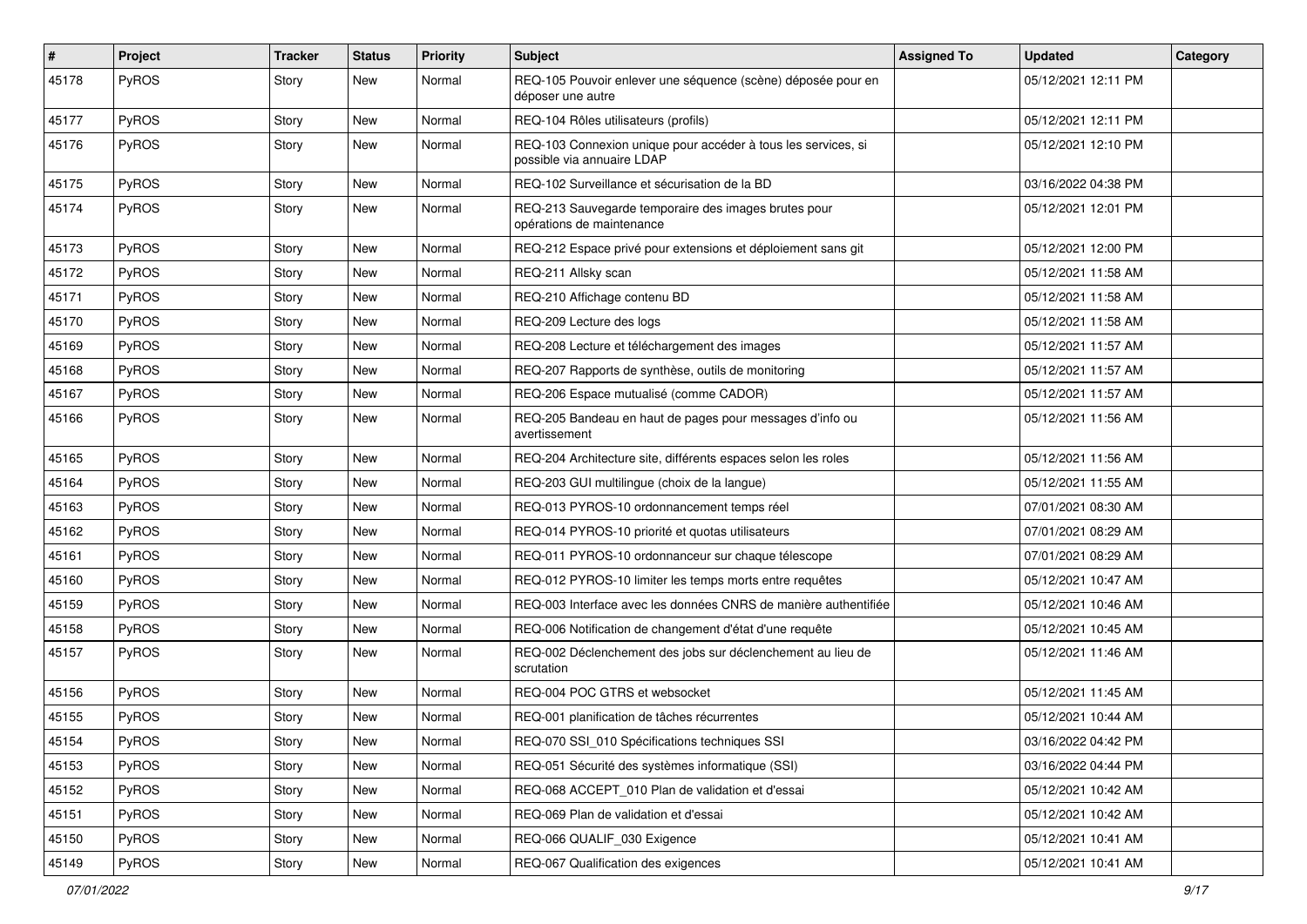| # | Project | Tracker | Status | Priority | Subject | Assigned To | Updated | Category |
|---|---|---|---|---|---|---|---|---|
| 45178 | PyROS | Story | New | Normal | REQ-105 Pouvoir enlever une séquence (scène) déposée pour en déposer une autre | | 05/12/2021 12:11 PM | |
| 45177 | PyROS | Story | New | Normal | REQ-104 Rôles utilisateurs (profils) | | 05/12/2021 12:11 PM | |
| 45176 | PyROS | Story | New | Normal | REQ-103 Connexion unique pour accéder à tous les services, si possible via annuaire LDAP | | 05/12/2021 12:10 PM | |
| 45175 | PyROS | Story | New | Normal | REQ-102 Surveillance et sécurisation de la BD | | 03/16/2022 04:38 PM | |
| 45174 | PyROS | Story | New | Normal | REQ-213 Sauvegarde temporaire des images brutes pour opérations de maintenance | | 05/12/2021 12:01 PM | |
| 45173 | PyROS | Story | New | Normal | REQ-212 Espace privé pour extensions et déploiement sans git | | 05/12/2021 12:00 PM | |
| 45172 | PyROS | Story | New | Normal | REQ-211 Allsky scan | | 05/12/2021 11:58 AM | |
| 45171 | PyROS | Story | New | Normal | REQ-210 Affichage contenu BD | | 05/12/2021 11:58 AM | |
| 45170 | PyROS | Story | New | Normal | REQ-209 Lecture des logs | | 05/12/2021 11:58 AM | |
| 45169 | PyROS | Story | New | Normal | REQ-208 Lecture et téléchargement des images | | 05/12/2021 11:57 AM | |
| 45168 | PyROS | Story | New | Normal | REQ-207 Rapports de synthèse, outils de monitoring | | 05/12/2021 11:57 AM | |
| 45167 | PyROS | Story | New | Normal | REQ-206 Espace mutualisé (comme CADOR) | | 05/12/2021 11:57 AM | |
| 45166 | PyROS | Story | New | Normal | REQ-205 Bandeau en haut de pages pour messages d'info ou avertissement | | 05/12/2021 11:56 AM | |
| 45165 | PyROS | Story | New | Normal | REQ-204 Architecture site, différents espaces selon les roles | | 05/12/2021 11:56 AM | |
| 45164 | PyROS | Story | New | Normal | REQ-203 GUI multilingue (choix de la langue) | | 05/12/2021 11:55 AM | |
| 45163 | PyROS | Story | New | Normal | REQ-013 PYROS-10 ordonnancement temps réel | | 07/01/2021 08:30 AM | |
| 45162 | PyROS | Story | New | Normal | REQ-014 PYROS-10 priorité et quotas utilisateurs | | 07/01/2021 08:29 AM | |
| 45161 | PyROS | Story | New | Normal | REQ-011 PYROS-10 ordonnanceur sur chaque télescope | | 07/01/2021 08:29 AM | |
| 45160 | PyROS | Story | New | Normal | REQ-012 PYROS-10 limiter les temps morts entre requêtes | | 05/12/2021 10:47 AM | |
| 45159 | PyROS | Story | New | Normal | REQ-003 Interface avec les données CNRS de manière authentifiée | | 05/12/2021 10:46 AM | |
| 45158 | PyROS | Story | New | Normal | REQ-006 Notification de changement d'état d'une requête | | 05/12/2021 10:45 AM | |
| 45157 | PyROS | Story | New | Normal | REQ-002 Déclenchement des jobs sur déclenchement au lieu de scrutation | | 05/12/2021 11:46 AM | |
| 45156 | PyROS | Story | New | Normal | REQ-004 POC GTRS et websocket | | 05/12/2021 11:45 AM | |
| 45155 | PyROS | Story | New | Normal | REQ-001 planification de tâches récurrentes | | 05/12/2021 10:44 AM | |
| 45154 | PyROS | Story | New | Normal | REQ-070 SSI_010 Spécifications techniques SSI | | 03/16/2022 04:42 PM | |
| 45153 | PyROS | Story | New | Normal | REQ-051 Sécurité des systèmes informatique (SSI) | | 03/16/2022 04:44 PM | |
| 45152 | PyROS | Story | New | Normal | REQ-068 ACCEPT_010 Plan de validation et d'essai | | 05/12/2021 10:42 AM | |
| 45151 | PyROS | Story | New | Normal | REQ-069 Plan de validation et d'essai | | 05/12/2021 10:42 AM | |
| 45150 | PyROS | Story | New | Normal | REQ-066 QUALIF_030 Exigence | | 05/12/2021 10:41 AM | |
| 45149 | PyROS | Story | New | Normal | REQ-067 Qualification des exigences | | 05/12/2021 10:41 AM | |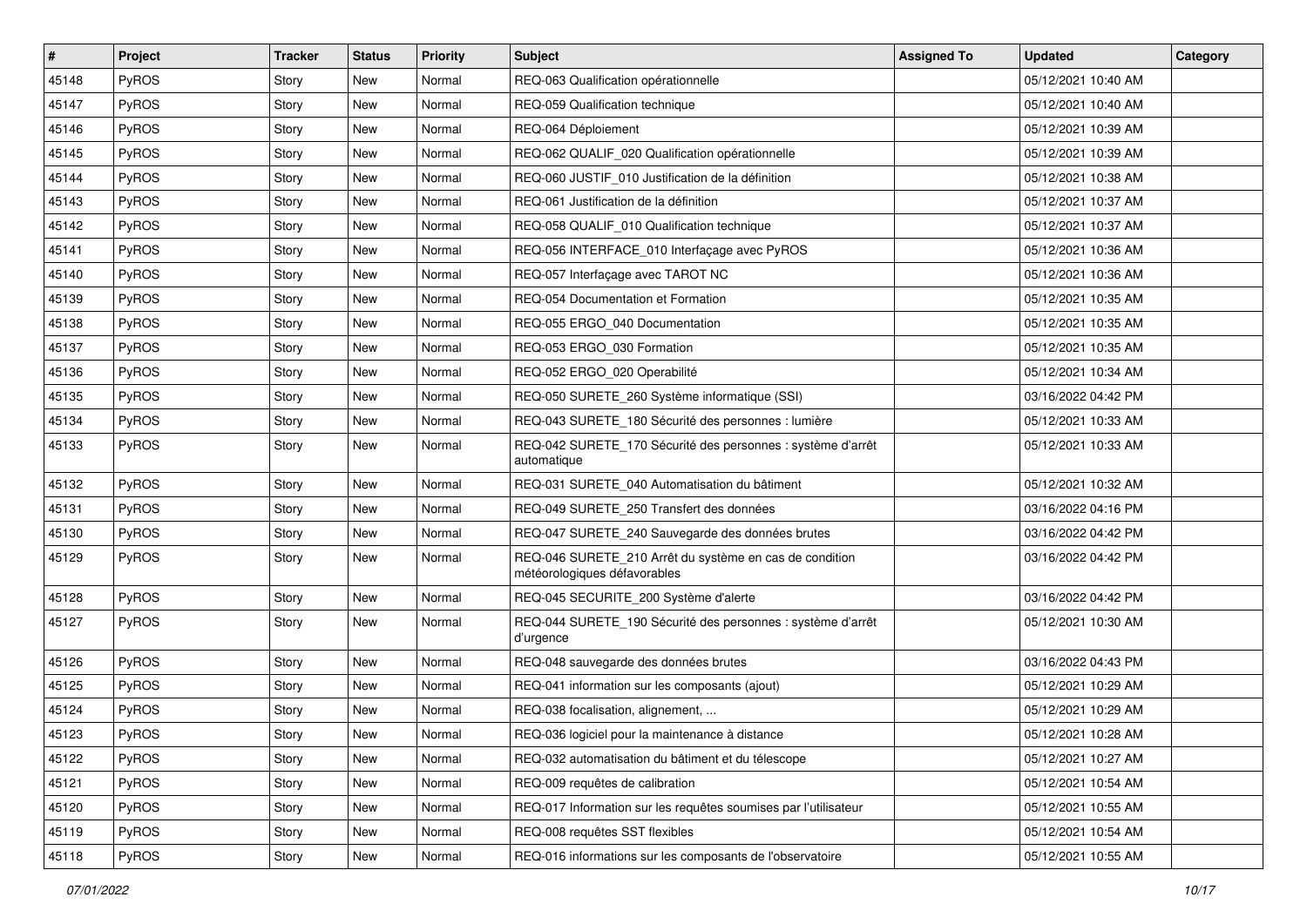| # | Project | Tracker | Status | Priority | Subject | Assigned To | Updated | Category |
|---|---|---|---|---|---|---|---|---|
| 45148 | PyROS | Story | New | Normal | REQ-063 Qualification opérationnelle | | 05/12/2021 10:40 AM | |
| 45147 | PyROS | Story | New | Normal | REQ-059 Qualification technique | | 05/12/2021 10:40 AM | |
| 45146 | PyROS | Story | New | Normal | REQ-064 Déploiement | | 05/12/2021 10:39 AM | |
| 45145 | PyROS | Story | New | Normal | REQ-062 QUALIF_020 Qualification opérationnelle | | 05/12/2021 10:39 AM | |
| 45144 | PyROS | Story | New | Normal | REQ-060 JUSTIF_010 Justification de la définition | | 05/12/2021 10:38 AM | |
| 45143 | PyROS | Story | New | Normal | REQ-061 Justification de la définition | | 05/12/2021 10:37 AM | |
| 45142 | PyROS | Story | New | Normal | REQ-058 QUALIF_010 Qualification technique | | 05/12/2021 10:37 AM | |
| 45141 | PyROS | Story | New | Normal | REQ-056 INTERFACE_010 Interfaçage avec PyROS | | 05/12/2021 10:36 AM | |
| 45140 | PyROS | Story | New | Normal | REQ-057 Interfaçage avec TAROT NC | | 05/12/2021 10:36 AM | |
| 45139 | PyROS | Story | New | Normal | REQ-054 Documentation et Formation | | 05/12/2021 10:35 AM | |
| 45138 | PyROS | Story | New | Normal | REQ-055 ERGO_040 Documentation | | 05/12/2021 10:35 AM | |
| 45137 | PyROS | Story | New | Normal | REQ-053 ERGO_030 Formation | | 05/12/2021 10:35 AM | |
| 45136 | PyROS | Story | New | Normal | REQ-052 ERGO_020 Operabilité | | 05/12/2021 10:34 AM | |
| 45135 | PyROS | Story | New | Normal | REQ-050 SURETE_260 Système informatique (SSI) | | 03/16/2022 04:42 PM | |
| 45134 | PyROS | Story | New | Normal | REQ-043 SURETE_180 Sécurité des personnes : lumière | | 05/12/2021 10:33 AM | |
| 45133 | PyROS | Story | New | Normal | REQ-042 SURETE_170 Sécurité des personnes : système d'arrêt automatique | | 05/12/2021 10:33 AM | |
| 45132 | PyROS | Story | New | Normal | REQ-031 SURETE_040 Automatisation du bâtiment | | 05/12/2021 10:32 AM | |
| 45131 | PyROS | Story | New | Normal | REQ-049 SURETE_250 Transfert des données | | 03/16/2022 04:16 PM | |
| 45130 | PyROS | Story | New | Normal | REQ-047 SURETE_240 Sauvegarde des données brutes | | 03/16/2022 04:42 PM | |
| 45129 | PyROS | Story | New | Normal | REQ-046 SURETE_210 Arrêt du système en cas de condition météorologiques défavorables | | 03/16/2022 04:42 PM | |
| 45128 | PyROS | Story | New | Normal | REQ-045 SECURITE_200 Système d'alerte | | 03/16/2022 04:42 PM | |
| 45127 | PyROS | Story | New | Normal | REQ-044 SURETE_190 Sécurité des personnes : système d'arrêt d'urgence | | 05/12/2021 10:30 AM | |
| 45126 | PyROS | Story | New | Normal | REQ-048 sauvegarde des données brutes | | 03/16/2022 04:43 PM | |
| 45125 | PyROS | Story | New | Normal | REQ-041 information sur les composants (ajout) | | 05/12/2021 10:29 AM | |
| 45124 | PyROS | Story | New | Normal | REQ-038 focalisation, alignement, ... | | 05/12/2021 10:29 AM | |
| 45123 | PyROS | Story | New | Normal | REQ-036 logiciel pour la maintenance à distance | | 05/12/2021 10:28 AM | |
| 45122 | PyROS | Story | New | Normal | REQ-032 automatisation du bâtiment et du télescope | | 05/12/2021 10:27 AM | |
| 45121 | PyROS | Story | New | Normal | REQ-009 requêtes de calibration | | 05/12/2021 10:54 AM | |
| 45120 | PyROS | Story | New | Normal | REQ-017 Information sur les requêtes soumises par l'utilisateur | | 05/12/2021 10:55 AM | |
| 45119 | PyROS | Story | New | Normal | REQ-008 requêtes SST flexibles | | 05/12/2021 10:54 AM | |
| 45118 | PyROS | Story | New | Normal | REQ-016 informations sur les composants de l'observatoire | | 05/12/2021 10:55 AM | |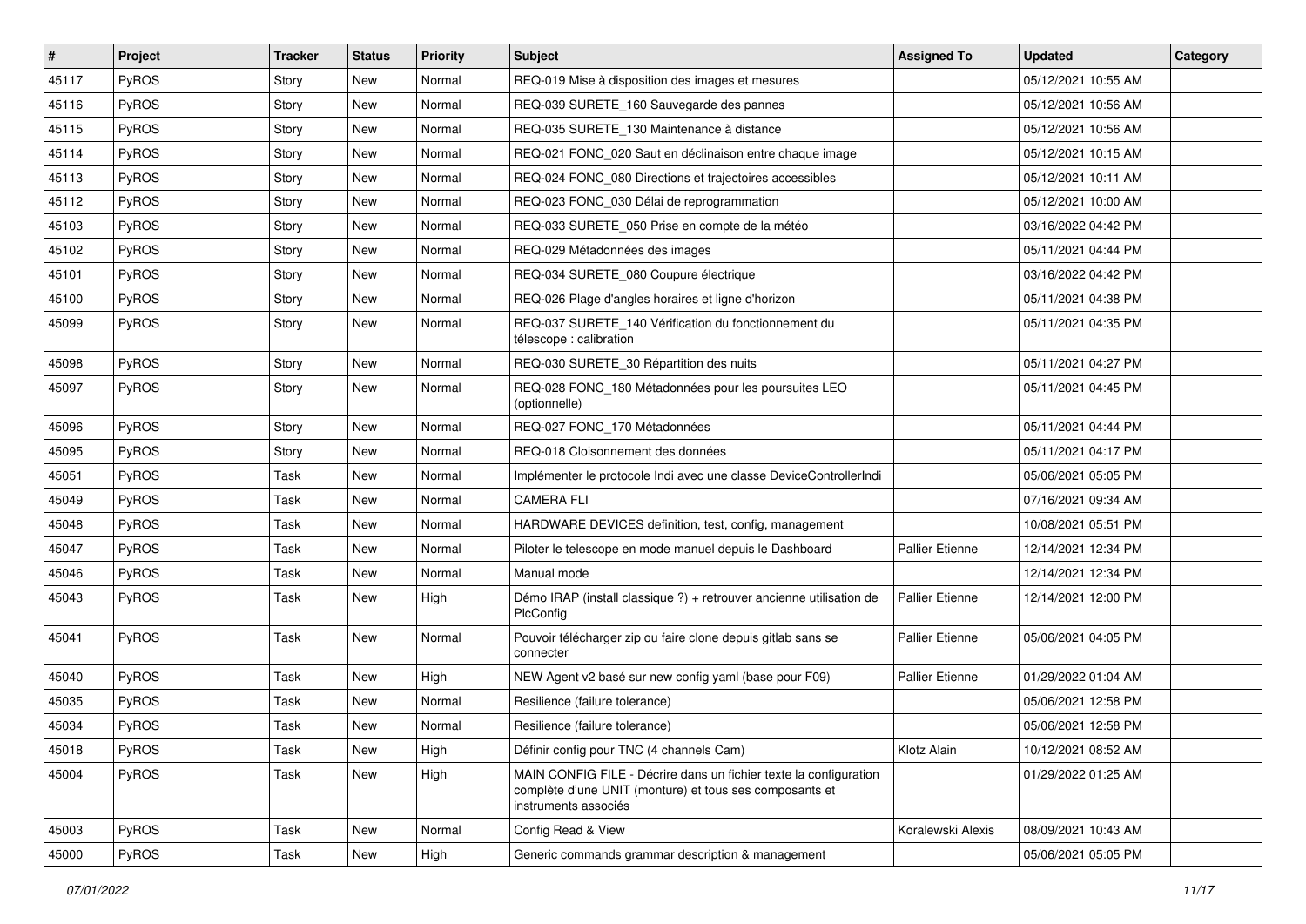| # | Project | Tracker | Status | Priority | Subject | Assigned To | Updated | Category |
|---|---|---|---|---|---|---|---|---|
| 45117 | PyROS | Story | New | Normal | REQ-019 Mise à disposition des images et mesures | | 05/12/2021 10:55 AM | |
| 45116 | PyROS | Story | New | Normal | REQ-039 SURETE_160 Sauvegarde des pannes | | 05/12/2021 10:56 AM | |
| 45115 | PyROS | Story | New | Normal | REQ-035 SURETE_130 Maintenance à distance | | 05/12/2021 10:56 AM | |
| 45114 | PyROS | Story | New | Normal | REQ-021 FONC_020 Saut en déclinaison entre chaque image | | 05/12/2021 10:15 AM | |
| 45113 | PyROS | Story | New | Normal | REQ-024 FONC_080 Directions et trajectoires accessibles | | 05/12/2021 10:11 AM | |
| 45112 | PyROS | Story | New | Normal | REQ-023 FONC_030 Délai de reprogrammation | | 05/12/2021 10:00 AM | |
| 45103 | PyROS | Story | New | Normal | REQ-033 SURETE_050 Prise en compte de la météo | | 03/16/2022 04:42 PM | |
| 45102 | PyROS | Story | New | Normal | REQ-029 Métadonnées des images | | 05/11/2021 04:44 PM | |
| 45101 | PyROS | Story | New | Normal | REQ-034 SURETE_080 Coupure électrique | | 03/16/2022 04:42 PM | |
| 45100 | PyROS | Story | New | Normal | REQ-026 Plage d'angles horaires et ligne d'horizon | | 05/11/2021 04:38 PM | |
| 45099 | PyROS | Story | New | Normal | REQ-037 SURETE_140 Vérification du fonctionnement du télescope : calibration | | 05/11/2021 04:35 PM | |
| 45098 | PyROS | Story | New | Normal | REQ-030 SURETE_30 Répartition des nuits | | 05/11/2021 04:27 PM | |
| 45097 | PyROS | Story | New | Normal | REQ-028 FONC_180 Métadonnées pour les poursuites LEO (optionnelle) | | 05/11/2021 04:45 PM | |
| 45096 | PyROS | Story | New | Normal | REQ-027 FONC_170 Métadonnées | | 05/11/2021 04:44 PM | |
| 45095 | PyROS | Story | New | Normal | REQ-018 Cloisonnement des données | | 05/11/2021 04:17 PM | |
| 45051 | PyROS | Task | New | Normal | Implémenter le protocole Indi avec une classe DeviceControllerIndi | | 05/06/2021 05:05 PM | |
| 45049 | PyROS | Task | New | Normal | CAMERA FLI | | 07/16/2021 09:34 AM | |
| 45048 | PyROS | Task | New | Normal | HARDWARE DEVICES definition, test, config, management | | 10/08/2021 05:51 PM | |
| 45047 | PyROS | Task | New | Normal | Piloter le telescope en mode manuel depuis le Dashboard | Pallier Etienne | 12/14/2021 12:34 PM | |
| 45046 | PyROS | Task | New | Normal | Manual mode | | 12/14/2021 12:34 PM | |
| 45043 | PyROS | Task | New | High | Démo IRAP (install classique ?) + retrouver ancienne utilisation de PlcConfig | Pallier Etienne | 12/14/2021 12:00 PM | |
| 45041 | PyROS | Task | New | Normal | Pouvoir télécharger zip ou faire clone depuis gitlab sans se connecter | Pallier Etienne | 05/06/2021 04:05 PM | |
| 45040 | PyROS | Task | New | High | NEW Agent v2 basé sur new config yaml (base pour F09) | Pallier Etienne | 01/29/2022 01:04 AM | |
| 45035 | PyROS | Task | New | Normal | Resilience (failure tolerance) | | 05/06/2021 12:58 PM | |
| 45034 | PyROS | Task | New | Normal | Resilience (failure tolerance) | | 05/06/2021 12:58 PM | |
| 45018 | PyROS | Task | New | High | Définir config pour TNC (4 channels Cam) | Klotz Alain | 10/12/2021 08:52 AM | |
| 45004 | PyROS | Task | New | High | MAIN CONFIG FILE - Décrire dans un fichier texte la configuration complète d'une UNIT (monture) et tous ses composants et instruments associés | | 01/29/2022 01:25 AM | |
| 45003 | PyROS | Task | New | Normal | Config Read & View | Koralewski Alexis | 08/09/2021 10:43 AM | |
| 45000 | PyROS | Task | New | High | Generic commands grammar description & management | | 05/06/2021 05:05 PM | |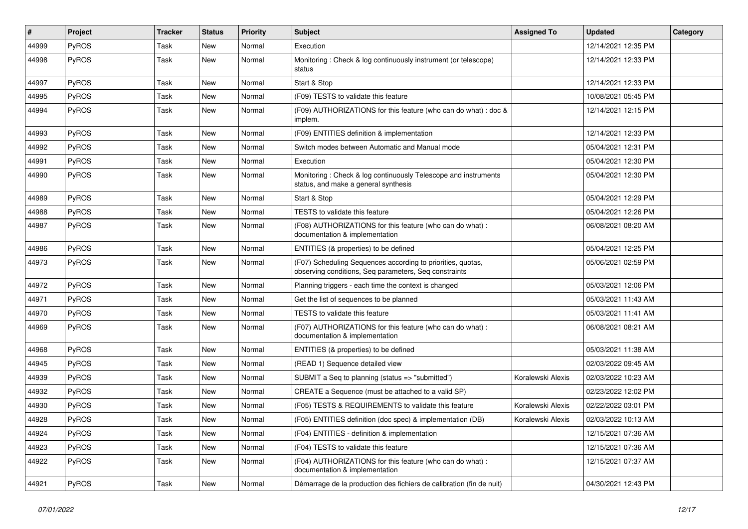| # | Project | Tracker | Status | Priority | Subject | Assigned To | Updated | Category |
|---|---|---|---|---|---|---|---|---|
| 44999 | PyROS | Task | New | Normal | Execution | | 12/14/2021 12:35 PM | |
| 44998 | PyROS | Task | New | Normal | Monitoring : Check & log continuously instrument (or telescope) status | | 12/14/2021 12:33 PM | |
| 44997 | PyROS | Task | New | Normal | Start & Stop | | 12/14/2021 12:33 PM | |
| 44995 | PyROS | Task | New | Normal | (F09) TESTS to validate this feature | | 10/08/2021 05:45 PM | |
| 44994 | PyROS | Task | New | Normal | (F09) AUTHORIZATIONS for this feature (who can do what) : doc & implem. | | 12/14/2021 12:15 PM | |
| 44993 | PyROS | Task | New | Normal | (F09) ENTITIES definition & implementation | | 12/14/2021 12:33 PM | |
| 44992 | PyROS | Task | New | Normal | Switch modes between Automatic and Manual mode | | 05/04/2021 12:31 PM | |
| 44991 | PyROS | Task | New | Normal | Execution | | 05/04/2021 12:30 PM | |
| 44990 | PyROS | Task | New | Normal | Monitoring : Check & log continuously Telescope and instruments status, and make a general synthesis | | 05/04/2021 12:30 PM | |
| 44989 | PyROS | Task | New | Normal | Start & Stop | | 05/04/2021 12:29 PM | |
| 44988 | PyROS | Task | New | Normal | TESTS to validate this feature | | 05/04/2021 12:26 PM | |
| 44987 | PyROS | Task | New | Normal | (F08) AUTHORIZATIONS for this feature (who can do what) : documentation & implementation | | 06/08/2021 08:20 AM | |
| 44986 | PyROS | Task | New | Normal | ENTITIES (& properties) to be defined | | 05/04/2021 12:25 PM | |
| 44973 | PyROS | Task | New | Normal | (F07) Scheduling Sequences according to priorities, quotas, observing conditions, Seq parameters, Seq constraints | | 05/06/2021 02:59 PM | |
| 44972 | PyROS | Task | New | Normal | Planning triggers - each time the context is changed | | 05/03/2021 12:06 PM | |
| 44971 | PyROS | Task | New | Normal | Get the list of sequences to be planned | | 05/03/2021 11:43 AM | |
| 44970 | PyROS | Task | New | Normal | TESTS to validate this feature | | 05/03/2021 11:41 AM | |
| 44969 | PyROS | Task | New | Normal | (F07) AUTHORIZATIONS for this feature (who can do what) : documentation & implementation | | 06/08/2021 08:21 AM | |
| 44968 | PyROS | Task | New | Normal | ENTITIES (& properties) to be defined | | 05/03/2021 11:38 AM | |
| 44945 | PyROS | Task | New | Normal | (READ 1) Sequence detailed view | | 02/03/2022 09:45 AM | |
| 44939 | PyROS | Task | New | Normal | SUBMIT a Seq to planning (status => "submitted") | Koralewski Alexis | 02/03/2022 10:23 AM | |
| 44932 | PyROS | Task | New | Normal | CREATE a Sequence (must be attached to a valid SP) | | 02/23/2022 12:02 PM | |
| 44930 | PyROS | Task | New | Normal | (F05) TESTS & REQUIREMENTS to validate this feature | Koralewski Alexis | 02/22/2022 03:01 PM | |
| 44928 | PyROS | Task | New | Normal | (F05) ENTITIES definition (doc spec) & implementation (DB) | Koralewski Alexis | 02/03/2022 10:13 AM | |
| 44924 | PyROS | Task | New | Normal | (F04) ENTITIES - definition & implementation | | 12/15/2021 07:36 AM | |
| 44923 | PyROS | Task | New | Normal | (F04) TESTS to validate this feature | | 12/15/2021 07:36 AM | |
| 44922 | PyROS | Task | New | Normal | (F04) AUTHORIZATIONS for this feature (who can do what) : documentation & implementation | | 12/15/2021 07:37 AM | |
| 44921 | PyROS | Task | New | Normal | Démarrage de la production des fichiers de calibration (fin de nuit) | | 04/30/2021 12:43 PM | |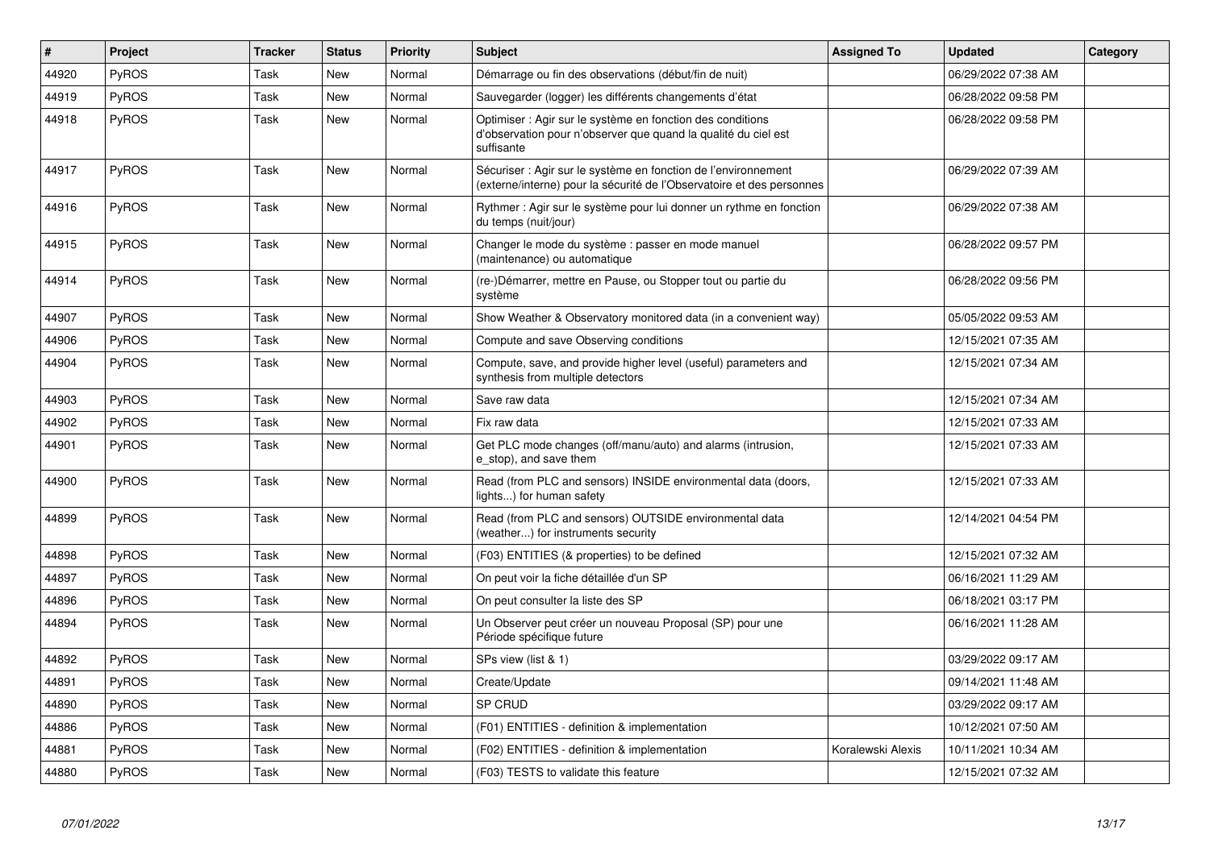| # | Project | Tracker | Status | Priority | Subject | Assigned To | Updated | Category |
|---|---|---|---|---|---|---|---|---|
| 44920 | PyROS | Task | New | Normal | Démarrage ou fin des observations (début/fin de nuit) | | 06/29/2022 07:38 AM | |
| 44919 | PyROS | Task | New | Normal | Sauvegarder (logger) les différents changements d'état | | 06/28/2022 09:58 PM | |
| 44918 | PyROS | Task | New | Normal | Optimiser : Agir sur le système en fonction des conditions d'observation pour n'observer que quand la qualité du ciel est suffisante | | 06/28/2022 09:58 PM | |
| 44917 | PyROS | Task | New | Normal | Sécuriser : Agir sur le système en fonction de l'environnement (externe/interne) pour la sécurité de l'Observatoire et des personnes | | 06/29/2022 07:39 AM | |
| 44916 | PyROS | Task | New | Normal | Rythmer : Agir sur le système pour lui donner un rythme en fonction du temps (nuit/jour) | | 06/29/2022 07:38 AM | |
| 44915 | PyROS | Task | New | Normal | Changer le mode du système : passer en mode manuel (maintenance) ou automatique | | 06/28/2022 09:57 PM | |
| 44914 | PyROS | Task | New | Normal | (re-)Démarrer, mettre en Pause, ou Stopper tout ou partie du système | | 06/28/2022 09:56 PM | |
| 44907 | PyROS | Task | New | Normal | Show Weather & Observatory monitored data (in a convenient way) | | 05/05/2022 09:53 AM | |
| 44906 | PyROS | Task | New | Normal | Compute and save Observing conditions | | 12/15/2021 07:35 AM | |
| 44904 | PyROS | Task | New | Normal | Compute, save, and provide higher level (useful) parameters and synthesis from multiple detectors | | 12/15/2021 07:34 AM | |
| 44903 | PyROS | Task | New | Normal | Save raw data | | 12/15/2021 07:34 AM | |
| 44902 | PyROS | Task | New | Normal | Fix raw data | | 12/15/2021 07:33 AM | |
| 44901 | PyROS | Task | New | Normal | Get PLC mode changes (off/manu/auto) and alarms (intrusion, e_stop), and save them | | 12/15/2021 07:33 AM | |
| 44900 | PyROS | Task | New | Normal | Read (from PLC and sensors) INSIDE environmental data (doors, lights...) for human safety | | 12/15/2021 07:33 AM | |
| 44899 | PyROS | Task | New | Normal | Read (from PLC and sensors) OUTSIDE environmental data (weather...) for instruments security | | 12/14/2021 04:54 PM | |
| 44898 | PyROS | Task | New | Normal | (F03) ENTITIES (& properties) to be defined | | 12/15/2021 07:32 AM | |
| 44897 | PyROS | Task | New | Normal | On peut voir la fiche détaillée d'un SP | | 06/16/2021 11:29 AM | |
| 44896 | PyROS | Task | New | Normal | On peut consulter la liste des SP | | 06/18/2021 03:17 PM | |
| 44894 | PyROS | Task | New | Normal | Un Observer peut créer un nouveau Proposal (SP) pour une Période spécifique future | | 06/16/2021 11:28 AM | |
| 44892 | PyROS | Task | New | Normal | SPs view (list & 1) | | 03/29/2022 09:17 AM | |
| 44891 | PyROS | Task | New | Normal | Create/Update | | 09/14/2021 11:48 AM | |
| 44890 | PyROS | Task | New | Normal | SP CRUD | | 03/29/2022 09:17 AM | |
| 44886 | PyROS | Task | New | Normal | (F01) ENTITIES - definition & implementation | | 10/12/2021 07:50 AM | |
| 44881 | PyROS | Task | New | Normal | (F02) ENTITIES - definition & implementation | Koralewski Alexis | 10/11/2021 10:34 AM | |
| 44880 | PyROS | Task | New | Normal | (F03) TESTS to validate this feature | | 12/15/2021 07:32 AM | |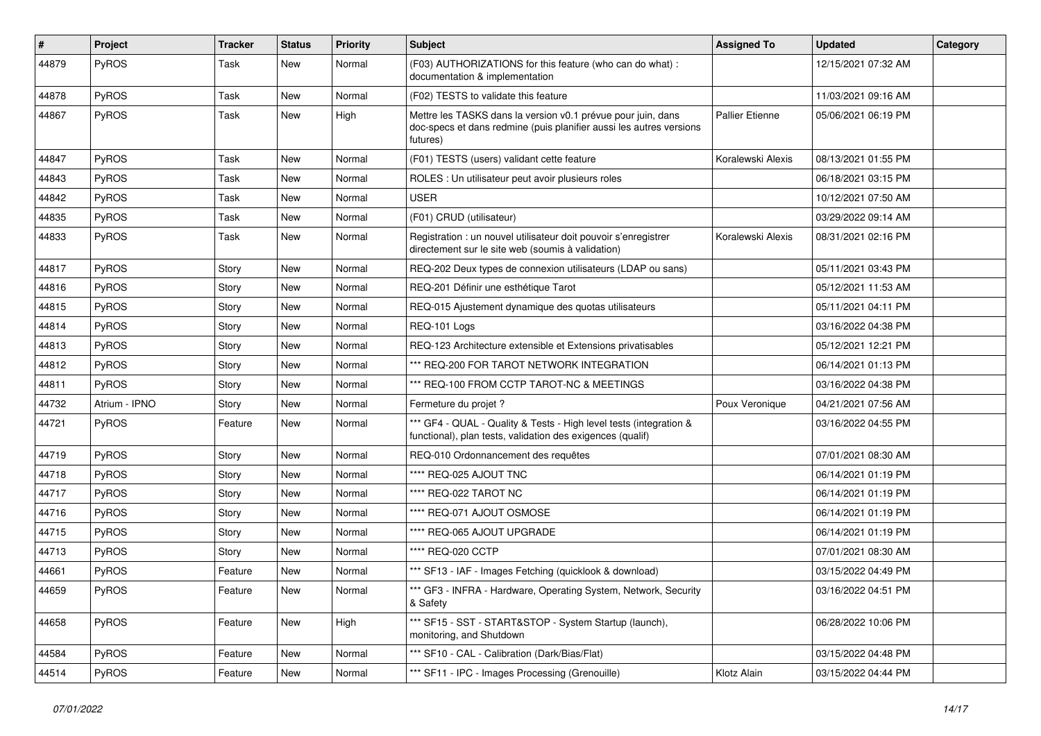| # | Project | Tracker | Status | Priority | Subject | Assigned To | Updated | Category |
|---|---|---|---|---|---|---|---|---|
| 44879 | PyROS | Task | New | Normal | (F03) AUTHORIZATIONS for this feature (who can do what) : documentation & implementation | | 12/15/2021 07:32 AM | |
| 44878 | PyROS | Task | New | Normal | (F02) TESTS to validate this feature | | 11/03/2021 09:16 AM | |
| 44867 | PyROS | Task | New | High | Mettre les TASKS dans la version v0.1 prévue pour juin, dans doc-specs et dans redmine (puis planifier aussi les autres versions futures) | Pallier Etienne | 05/06/2021 06:19 PM | |
| 44847 | PyROS | Task | New | Normal | (F01) TESTS (users) validant cette feature | Koralewski Alexis | 08/13/2021 01:55 PM | |
| 44843 | PyROS | Task | New | Normal | ROLES : Un utilisateur peut avoir plusieurs roles | | 06/18/2021 03:15 PM | |
| 44842 | PyROS | Task | New | Normal | USER | | 10/12/2021 07:50 AM | |
| 44835 | PyROS | Task | New | Normal | (F01) CRUD (utilisateur) | | 03/29/2022 09:14 AM | |
| 44833 | PyROS | Task | New | Normal | Registration : un nouvel utilisateur doit pouvoir s'enregistrer directement sur le site web (soumis à validation) | Koralewski Alexis | 08/31/2021 02:16 PM | |
| 44817 | PyROS | Story | New | Normal | REQ-202 Deux types de connexion utilisateurs (LDAP ou sans) | | 05/11/2021 03:43 PM | |
| 44816 | PyROS | Story | New | Normal | REQ-201 Définir une esthétique Tarot | | 05/12/2021 11:53 AM | |
| 44815 | PyROS | Story | New | Normal | REQ-015 Ajustement dynamique des quotas utilisateurs | | 05/11/2021 04:11 PM | |
| 44814 | PyROS | Story | New | Normal | REQ-101 Logs | | 03/16/2022 04:38 PM | |
| 44813 | PyROS | Story | New | Normal | REQ-123 Architecture extensible et Extensions privatisables | | 05/12/2021 12:21 PM | |
| 44812 | PyROS | Story | New | Normal | *** REQ-200 FOR TAROT NETWORK INTEGRATION | | 06/14/2021 01:13 PM | |
| 44811 | PyROS | Story | New | Normal | *** REQ-100 FROM CCTP TAROT-NC & MEETINGS | | 03/16/2022 04:38 PM | |
| 44732 | Atrium - IPNO | Story | New | Normal | Fermeture du projet ? | Poux Veronique | 04/21/2021 07:56 AM | |
| 44721 | PyROS | Feature | New | Normal | *** GF4 - QUAL - Quality & Tests - High level tests (integration & functional), plan tests, validation des exigences (qualif) | | 03/16/2022 04:55 PM | |
| 44719 | PyROS | Story | New | Normal | REQ-010 Ordonnancement des requêtes | | 07/01/2021 08:30 AM | |
| 44718 | PyROS | Story | New | Normal | **** REQ-025 AJOUT TNC | | 06/14/2021 01:19 PM | |
| 44717 | PyROS | Story | New | Normal | **** REQ-022 TAROT NC | | 06/14/2021 01:19 PM | |
| 44716 | PyROS | Story | New | Normal | **** REQ-071 AJOUT OSMOSE | | 06/14/2021 01:19 PM | |
| 44715 | PyROS | Story | New | Normal | **** REQ-065 AJOUT UPGRADE | | 06/14/2021 01:19 PM | |
| 44713 | PyROS | Story | New | Normal | **** REQ-020 CCTP | | 07/01/2021 08:30 AM | |
| 44661 | PyROS | Feature | New | Normal | *** SF13 - IAF - Images Fetching (quicklook & download) | | 03/15/2022 04:49 PM | |
| 44659 | PyROS | Feature | New | Normal | *** GF3 - INFRA - Hardware, Operating System, Network, Security & Safety | | 03/16/2022 04:51 PM | |
| 44658 | PyROS | Feature | New | High | *** SF15 - SST - START&STOP - System Startup (launch), monitoring, and Shutdown | | 06/28/2022 10:06 PM | |
| 44584 | PyROS | Feature | New | Normal | *** SF10 - CAL - Calibration (Dark/Bias/Flat) | | 03/15/2022 04:48 PM | |
| 44514 | PyROS | Feature | New | Normal | *** SF11 - IPC - Images Processing (Grenouille) | Klotz Alain | 03/15/2022 04:44 PM | |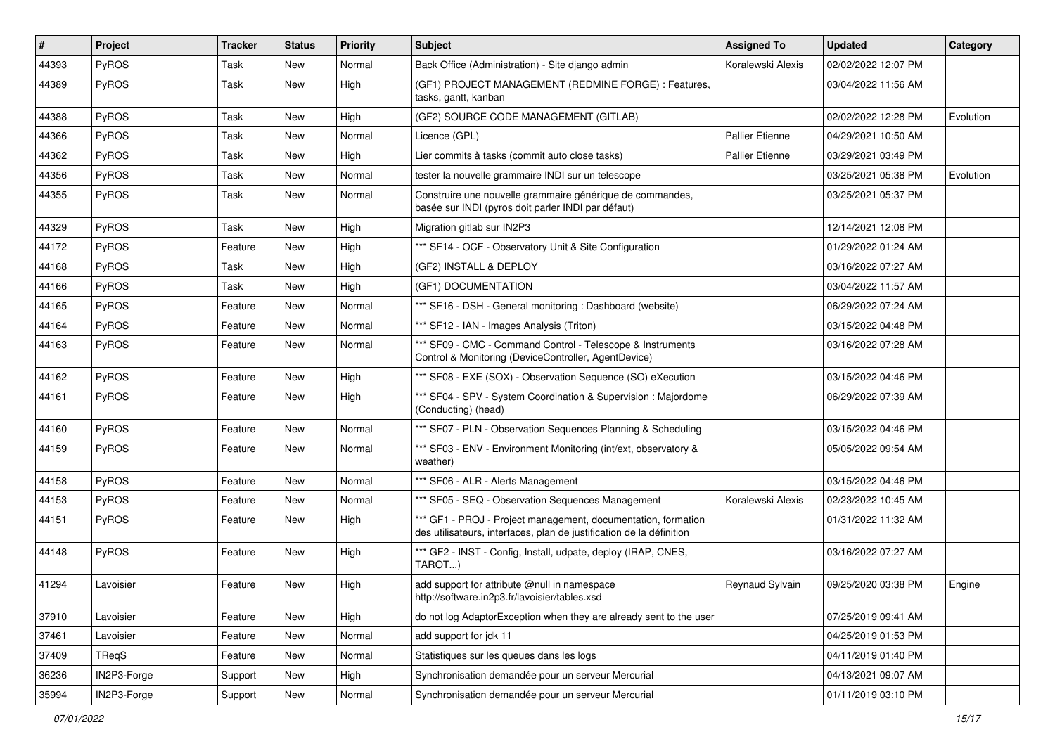| # | Project | Tracker | Status | Priority | Subject | Assigned To | Updated | Category |
|---|---|---|---|---|---|---|---|---|
| 44393 | PyROS | Task | New | Normal | Back Office (Administration) - Site django admin | Koralewski Alexis | 02/02/2022 12:07 PM | |
| 44389 | PyROS | Task | New | High | (GF1) PROJECT MANAGEMENT (REDMINE FORGE) : Features, tasks, gantt, kanban | | 03/04/2022 11:56 AM | |
| 44388 | PyROS | Task | New | High | (GF2) SOURCE CODE MANAGEMENT (GITLAB) | | 02/02/2022 12:28 PM | Evolution |
| 44366 | PyROS | Task | New | Normal | Licence (GPL) | Pallier Etienne | 04/29/2021 10:50 AM | |
| 44362 | PyROS | Task | New | High | Lier commits à tasks (commit auto close tasks) | Pallier Etienne | 03/29/2021 03:49 PM | |
| 44356 | PyROS | Task | New | Normal | tester la nouvelle grammaire INDI sur un telescope | | 03/25/2021 05:38 PM | Evolution |
| 44355 | PyROS | Task | New | Normal | Construire une nouvelle grammaire générique de commandes, basée sur INDI (pyros doit parler INDI par défaut) | | 03/25/2021 05:37 PM | |
| 44329 | PyROS | Task | New | High | Migration gitlab sur IN2P3 | | 12/14/2021 12:08 PM | |
| 44172 | PyROS | Feature | New | High | *** SF14 - OCF - Observatory Unit & Site Configuration | | 01/29/2022 01:24 AM | |
| 44168 | PyROS | Task | New | High | (GF2) INSTALL & DEPLOY | | 03/16/2022 07:27 AM | |
| 44166 | PyROS | Task | New | High | (GF1) DOCUMENTATION | | 03/04/2022 11:57 AM | |
| 44165 | PyROS | Feature | New | Normal | *** SF16 - DSH - General monitoring : Dashboard (website) | | 06/29/2022 07:24 AM | |
| 44164 | PyROS | Feature | New | Normal | *** SF12 - IAN - Images Analysis (Triton) | | 03/15/2022 04:48 PM | |
| 44163 | PyROS | Feature | New | Normal | *** SF09 - CMC - Command Control - Telescope & Instruments Control & Monitoring (DeviceController, AgentDevice) | | 03/16/2022 07:28 AM | |
| 44162 | PyROS | Feature | New | High | *** SF08 - EXE (SOX) - Observation Sequence (SO) eXecution | | 03/15/2022 04:46 PM | |
| 44161 | PyROS | Feature | New | High | *** SF04 - SPV - System Coordination & Supervision : Majordome (Conducting) (head) | | 06/29/2022 07:39 AM | |
| 44160 | PyROS | Feature | New | Normal | *** SF07 - PLN - Observation Sequences Planning & Scheduling | | 03/15/2022 04:46 PM | |
| 44159 | PyROS | Feature | New | Normal | *** SF03 - ENV - Environment Monitoring (int/ext, observatory & weather) | | 05/05/2022 09:54 AM | |
| 44158 | PyROS | Feature | New | Normal | *** SF06 - ALR - Alerts Management | | 03/15/2022 04:46 PM | |
| 44153 | PyROS | Feature | New | Normal | *** SF05 - SEQ - Observation Sequences Management | Koralewski Alexis | 02/23/2022 10:45 AM | |
| 44151 | PyROS | Feature | New | High | *** GF1 - PROJ - Project management, documentation, formation des utilisateurs, interfaces, plan de justification de la définition | | 01/31/2022 11:32 AM | |
| 44148 | PyROS | Feature | New | High | *** GF2 - INST - Config, Install, udpate, deploy (IRAP, CNES, TAROT...) | | 03/16/2022 07:27 AM | |
| 41294 | Lavoisier | Feature | New | High | add support for attribute @null in namespace http://software.in2p3.fr/lavoisier/tables.xsd | Reynaud Sylvain | 09/25/2020 03:38 PM | Engine |
| 37910 | Lavoisier | Feature | New | High | do not log AdaptorException when they are already sent to the user | | 07/25/2019 09:41 AM | |
| 37461 | Lavoisier | Feature | New | Normal | add support for jdk 11 | | 04/25/2019 01:53 PM | |
| 37409 | TReqS | Feature | New | Normal | Statistiques sur les queues dans les logs | | 04/11/2019 01:40 PM | |
| 36236 | IN2P3-Forge | Support | New | High | Synchronisation demandée pour un serveur Mercurial | | 04/13/2021 09:07 AM | |
| 35994 | IN2P3-Forge | Support | New | Normal | Synchronisation demandée pour un serveur Mercurial | | 01/11/2019 03:10 PM | |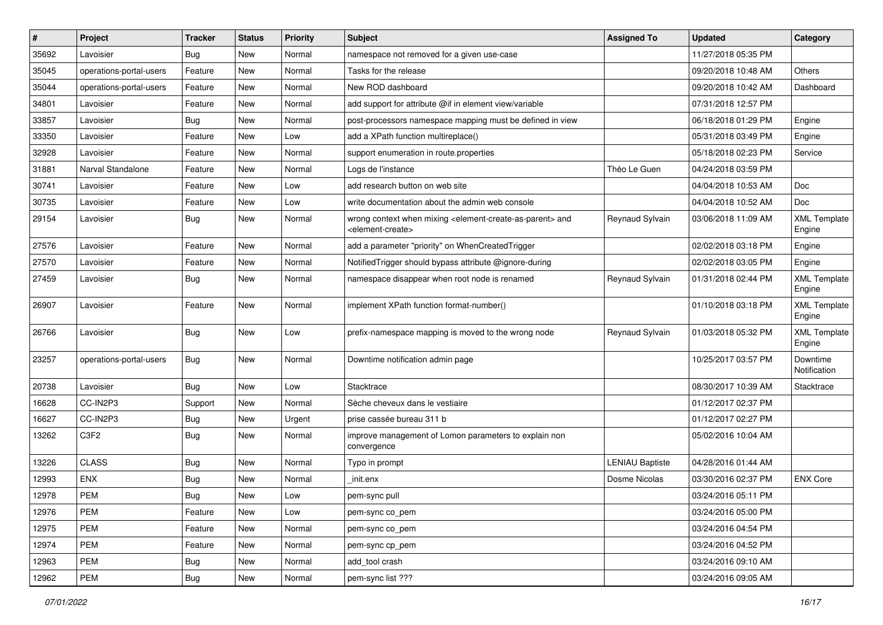| # | Project | Tracker | Status | Priority | Subject | Assigned To | Updated | Category |
|---|---|---|---|---|---|---|---|---|
| 35692 | Lavoisier | Bug | New | Normal | namespace not removed for a given use-case | | 11/27/2018 05:35 PM | |
| 35045 | operations-portal-users | Feature | New | Normal | Tasks for the release | | 09/20/2018 10:48 AM | Others |
| 35044 | operations-portal-users | Feature | New | Normal | New ROD dashboard | | 09/20/2018 10:42 AM | Dashboard |
| 34801 | Lavoisier | Feature | New | Normal | add support for attribute @if in element view/variable | | 07/31/2018 12:57 PM | |
| 33857 | Lavoisier | Bug | New | Normal | post-processors namespace mapping must be defined in view | | 06/18/2018 01:29 PM | Engine |
| 33350 | Lavoisier | Feature | New | Low | add a XPath function multireplace() | | 05/31/2018 03:49 PM | Engine |
| 32928 | Lavoisier | Feature | New | Normal | support enumeration in route.properties | | 05/18/2018 02:23 PM | Service |
| 31881 | Narval Standalone | Feature | New | Normal | Logs de l'instance | Théo Le Guen | 04/24/2018 03:59 PM | |
| 30741 | Lavoisier | Feature | New | Low | add research button on web site | | 04/04/2018 10:53 AM | Doc |
| 30735 | Lavoisier | Feature | New | Low | write documentation about the admin web console | | 04/04/2018 10:52 AM | Doc |
| 29154 | Lavoisier | Bug | New | Normal | wrong context when mixing <element-create-as-parent> and <element-create> | Reynaud Sylvain | 03/06/2018 11:09 AM | XML Template Engine |
| 27576 | Lavoisier | Feature | New | Normal | add a parameter "priority" on WhenCreatedTrigger | | 02/02/2018 03:18 PM | Engine |
| 27570 | Lavoisier | Feature | New | Normal | NotifiedTrigger should bypass attribute @ignore-during | | 02/02/2018 03:05 PM | Engine |
| 27459 | Lavoisier | Bug | New | Normal | namespace disappear when root node is renamed | Reynaud Sylvain | 01/31/2018 02:44 PM | XML Template Engine |
| 26907 | Lavoisier | Feature | New | Normal | implement XPath function format-number() | | 01/10/2018 03:18 PM | XML Template Engine |
| 26766 | Lavoisier | Bug | New | Low | prefix-namespace mapping is moved to the wrong node | Reynaud Sylvain | 01/03/2018 05:32 PM | XML Template Engine |
| 23257 | operations-portal-users | Bug | New | Normal | Downtime notification admin page | | 10/25/2017 03:57 PM | Downtime Notification |
| 20738 | Lavoisier | Bug | New | Low | Stacktrace | | 08/30/2017 10:39 AM | Stacktrace |
| 16628 | CC-IN2P3 | Support | New | Normal | Sèche cheveux dans le vestiaire | | 01/12/2017 02:37 PM | |
| 16627 | CC-IN2P3 | Bug | New | Urgent | prise cassée bureau 311 b | | 01/12/2017 02:27 PM | |
| 13262 | C3F2 | Bug | New | Normal | improve management of Lomon parameters to explain non convergence | | 05/02/2016 10:04 AM | |
| 13226 | CLASS | Bug | New | Normal | Typo in prompt | LENIAU Baptiste | 04/28/2016 01:44 AM | |
| 12993 | ENX | Bug | New | Normal | _init.enx | Dosme Nicolas | 03/30/2016 02:37 PM | ENX Core |
| 12978 | PEM | Bug | New | Low | pem-sync pull | | 03/24/2016 05:11 PM | |
| 12976 | PEM | Feature | New | Low | pem-sync co_pem | | 03/24/2016 05:00 PM | |
| 12975 | PEM | Feature | New | Normal | pem-sync co_pem | | 03/24/2016 04:54 PM | |
| 12974 | PEM | Feature | New | Normal | pem-sync cp_pem | | 03/24/2016 04:52 PM | |
| 12963 | PEM | Bug | New | Normal | add_tool crash | | 03/24/2016 09:10 AM | |
| 12962 | PEM | Bug | New | Normal | pem-sync list ??? | | 03/24/2016 09:05 AM | |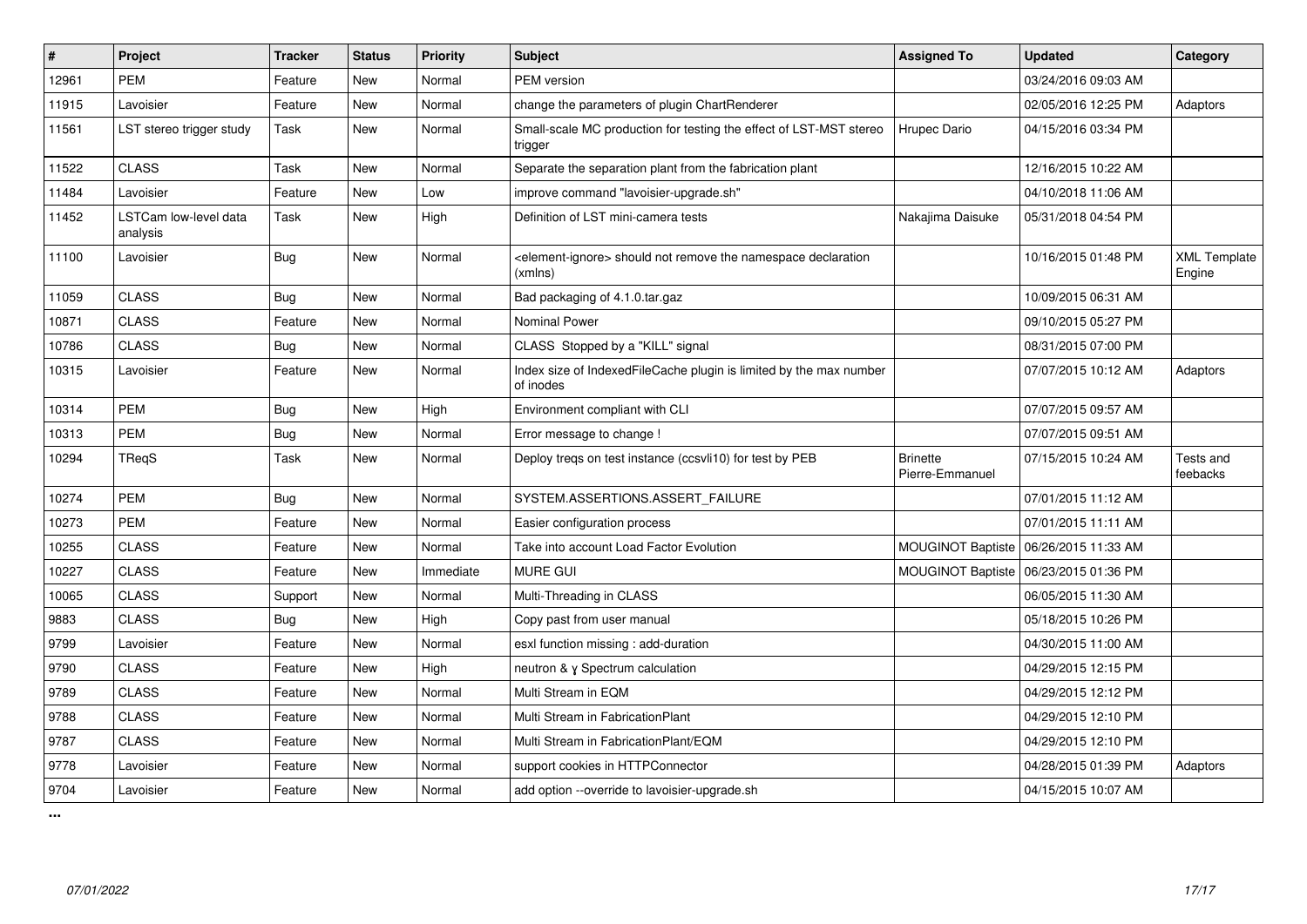| # | Project | Tracker | Status | Priority | Subject | Assigned To | Updated | Category |
| --- | --- | --- | --- | --- | --- | --- | --- | --- |
| 12961 | PEM | Feature | New | Normal | PEM version | | 03/24/2016 09:03 AM | |
| 11915 | Lavoisier | Feature | New | Normal | change the parameters of plugin ChartRenderer | | 02/05/2016 12:25 PM | Adaptors |
| 11561 | LST stereo trigger study | Task | New | Normal | Small-scale MC production for testing the effect of LST-MST stereo trigger | Hrupec Dario | 04/15/2016 03:34 PM | |
| 11522 | CLASS | Task | New | Normal | Separate the separation plant from the fabrication plant | | 12/16/2015 10:22 AM | |
| 11484 | Lavoisier | Feature | New | Low | improve command "lavoisier-upgrade.sh" | | 04/10/2018 11:06 AM | |
| 11452 | LSTCam low-level data analysis | Task | New | High | Definition of LST mini-camera tests | Nakajima Daisuke | 05/31/2018 04:54 PM | |
| 11100 | Lavoisier | Bug | New | Normal | <element-ignore> should not remove the namespace declaration (xmlns) | | 10/16/2015 01:48 PM | XML Template Engine |
| 11059 | CLASS | Bug | New | Normal | Bad packaging of 4.1.0.tar.gaz | | 10/09/2015 06:31 AM | |
| 10871 | CLASS | Feature | New | Normal | Nominal Power | | 09/10/2015 05:27 PM | |
| 10786 | CLASS | Bug | New | Normal | CLASS Stopped by a "KILL" signal | | 08/31/2015 07:00 PM | |
| 10315 | Lavoisier | Feature | New | Normal | Index size of IndexedFileCache plugin is limited by the max number of inodes | | 07/07/2015 10:12 AM | Adaptors |
| 10314 | PEM | Bug | New | High | Environment compliant with CLI | | 07/07/2015 09:57 AM | |
| 10313 | PEM | Bug | New | Normal | Error message to change ! | | 07/07/2015 09:51 AM | |
| 10294 | TReqS | Task | New | Normal | Deploy treqs on test instance (ccsvli10) for test by PEB | Brinette Pierre-Emmanuel | 07/15/2015 10:24 AM | Tests and feebacks |
| 10274 | PEM | Bug | New | Normal | SYSTEM.ASSERTIONS.ASSERT_FAILURE | | 07/01/2015 11:12 AM | |
| 10273 | PEM | Feature | New | Normal | Easier configuration process | | 07/01/2015 11:11 AM | |
| 10255 | CLASS | Feature | New | Normal | Take into account Load Factor Evolution | MOUGINOT Baptiste | 06/26/2015 11:33 AM | |
| 10227 | CLASS | Feature | New | Immediate | MURE GUI | MOUGINOT Baptiste | 06/23/2015 01:36 PM | |
| 10065 | CLASS | Support | New | Normal | Multi-Threading in CLASS | | 06/05/2015 11:30 AM | |
| 9883 | CLASS | Bug | New | High | Copy past from user manual | | 05/18/2015 10:26 PM | |
| 9799 | Lavoisier | Feature | New | Normal | esxl function missing : add-duration | | 04/30/2015 11:00 AM | |
| 9790 | CLASS | Feature | New | High | neutron & γ Spectrum calculation | | 04/29/2015 12:15 PM | |
| 9789 | CLASS | Feature | New | Normal | Multi Stream in EQM | | 04/29/2015 12:12 PM | |
| 9788 | CLASS | Feature | New | Normal | Multi Stream in FabricationPlant | | 04/29/2015 12:10 PM | |
| 9787 | CLASS | Feature | New | Normal | Multi Stream in FabricationPlant/EQM | | 04/29/2015 12:10 PM | |
| 9778 | Lavoisier | Feature | New | Normal | support cookies in HTTPConnector | | 04/28/2015 01:39 PM | Adaptors |
| 9704 | Lavoisier | Feature | New | Normal | add option --override to lavoisier-upgrade.sh | | 04/15/2015 10:07 AM | |

...